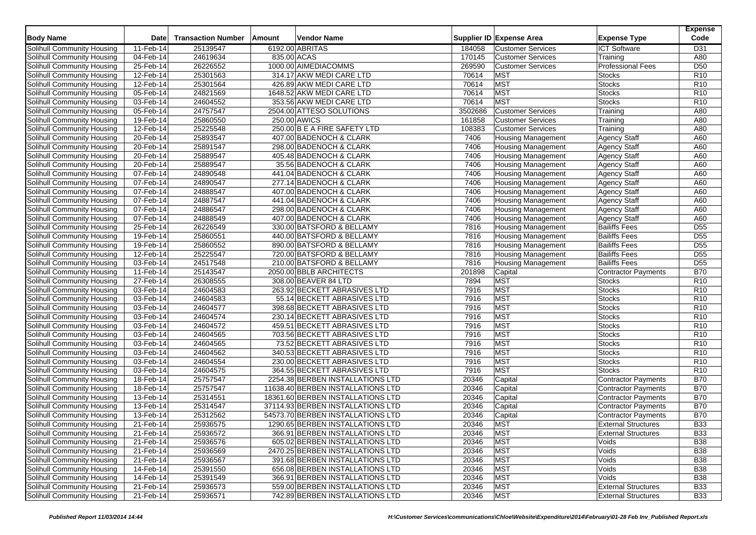| Body Name | Date | Transaction Number | Amount | Vendor Name | Supplier ID | Expense Area | Expense Type | Expense Code |
|---|---|---|---|---|---|---|---|---|
| Solihull Community Housing | 11-Feb-14 | 25139547 | 6192.00 | ABRITAS | 184058 | Customer Services | ICT Software | D31 |
| Solihull Community Housing | 04-Feb-14 | 24619634 | 835.00 | ACAS | 170145 | Customer Services | Training | A80 |
| Solihull Community Housing | 25-Feb-14 | 26226552 | 1000.00 | AIMEDIACOMMS | 269590 | Customer Services | Professional Fees | D50 |
| Solihull Community Housing | 12-Feb-14 | 25301563 | 314.17 | AKW MEDI CARE LTD | 70614 | MST | Stocks | R10 |
| Solihull Community Housing | 12-Feb-14 | 25301564 | 426.89 | AKW MEDI CARE LTD | 70614 | MST | Stocks | R10 |
| Solihull Community Housing | 05-Feb-14 | 24821569 | 1648.52 | AKW MEDI CARE LTD | 70614 | MST | Stocks | R10 |
| Solihull Community Housing | 03-Feb-14 | 24604552 | 353.56 | AKW MEDI CARE LTD | 70614 | MST | Stocks | R10 |
| Solihull Community Housing | 05-Feb-14 | 24757547 | 2504.00 | ATTESO SOLUTIONS | 3502686 | Customer Services | Training | A80 |
| Solihull Community Housing | 19-Feb-14 | 25860550 | 250.00 | AWICS | 161858 | Customer Services | Training | A80 |
| Solihull Community Housing | 12-Feb-14 | 25225548 | 250.00 | B E A FIRE SAFETY LTD | 108383 | Customer Services | Training | A80 |
| Solihull Community Housing | 20-Feb-14 | 25893547 | 407.00 | BADENOCH & CLARK | 7406 | Housing Management | Agency Staff | A60 |
| Solihull Community Housing | 20-Feb-14 | 25891547 | 298.00 | BADENOCH & CLARK | 7406 | Housing Management | Agency Staff | A60 |
| Solihull Community Housing | 20-Feb-14 | 25889547 | 405.48 | BADENOCH & CLARK | 7406 | Housing Management | Agency Staff | A60 |
| Solihull Community Housing | 20-Feb-14 | 25889547 | 35.56 | BADENOCH & CLARK | 7406 | Housing Management | Agency Staff | A60 |
| Solihull Community Housing | 07-Feb-14 | 24890548 | 441.04 | BADENOCH & CLARK | 7406 | Housing Management | Agency Staff | A60 |
| Solihull Community Housing | 07-Feb-14 | 24890547 | 277.14 | BADENOCH & CLARK | 7406 | Housing Management | Agency Staff | A60 |
| Solihull Community Housing | 07-Feb-14 | 24888547 | 407.00 | BADENOCH & CLARK | 7406 | Housing Management | Agency Staff | A60 |
| Solihull Community Housing | 07-Feb-14 | 24887547 | 441.04 | BADENOCH & CLARK | 7406 | Housing Management | Agency Staff | A60 |
| Solihull Community Housing | 07-Feb-14 | 24886547 | 298.00 | BADENOCH & CLARK | 7406 | Housing Management | Agency Staff | A60 |
| Solihull Community Housing | 07-Feb-14 | 24888549 | 407.00 | BADENOCH & CLARK | 7406 | Housing Management | Agency Staff | A60 |
| Solihull Community Housing | 25-Feb-14 | 26226549 | 330.00 | BATSFORD & BELLAMY | 7816 | Housing Management | Bailiffs Fees | D55 |
| Solihull Community Housing | 19-Feb-14 | 25860551 | 440.00 | BATSFORD & BELLAMY | 7816 | Housing Management | Bailiffs Fees | D55 |
| Solihull Community Housing | 19-Feb-14 | 25860552 | 890.00 | BATSFORD & BELLAMY | 7816 | Housing Management | Bailiffs Fees | D55 |
| Solihull Community Housing | 12-Feb-14 | 25225547 | 720.00 | BATSFORD & BELLAMY | 7816 | Housing Management | Bailiffs Fees | D55 |
| Solihull Community Housing | 03-Feb-14 | 24517548 | 210.00 | BATSFORD & BELLAMY | 7816 | Housing Management | Bailiffs Fees | D55 |
| Solihull Community Housing | 11-Feb-14 | 25143547 | 2050.00 | BBLB ARCHITECTS | 201898 | Capital | Contractor Payments | B70 |
| Solihull Community Housing | 27-Feb-14 | 26308555 | 308.00 | BEAVER 84 LTD | 7894 | MST | Stocks | R10 |
| Solihull Community Housing | 03-Feb-14 | 24604583 | 263.92 | BECKETT ABRASIVES LTD | 7916 | MST | Stocks | R10 |
| Solihull Community Housing | 03-Feb-14 | 24604583 | 55.14 | BECKETT ABRASIVES LTD | 7916 | MST | Stocks | R10 |
| Solihull Community Housing | 03-Feb-14 | 24604577 | 398.68 | BECKETT ABRASIVES LTD | 7916 | MST | Stocks | R10 |
| Solihull Community Housing | 03-Feb-14 | 24604574 | 230.14 | BECKETT ABRASIVES LTD | 7916 | MST | Stocks | R10 |
| Solihull Community Housing | 03-Feb-14 | 24604572 | 459.51 | BECKETT ABRASIVES LTD | 7916 | MST | Stocks | R10 |
| Solihull Community Housing | 03-Feb-14 | 24604565 | 703.56 | BECKETT ABRASIVES LTD | 7916 | MST | Stocks | R10 |
| Solihull Community Housing | 03-Feb-14 | 24604565 | 73.52 | BECKETT ABRASIVES LTD | 7916 | MST | Stocks | R10 |
| Solihull Community Housing | 03-Feb-14 | 24604562 | 340.53 | BECKETT ABRASIVES LTD | 7916 | MST | Stocks | R10 |
| Solihull Community Housing | 03-Feb-14 | 24604554 | 230.00 | BECKETT ABRASIVES LTD | 7916 | MST | Stocks | R10 |
| Solihull Community Housing | 03-Feb-14 | 24604575 | 364.55 | BECKETT ABRASIVES LTD | 7916 | MST | Stocks | R10 |
| Solihull Community Housing | 18-Feb-14 | 25757547 | 2254.38 | BERBEN INSTALLATIONS LTD | 20346 | Capital | Contractor Payments | B70 |
| Solihull Community Housing | 18-Feb-14 | 25757547 | 11638.40 | BERBEN INSTALLATIONS LTD | 20346 | Capital | Contractor Payments | B70 |
| Solihull Community Housing | 13-Feb-14 | 25314551 | 18361.60 | BERBEN INSTALLATIONS LTD | 20346 | Capital | Contractor Payments | B70 |
| Solihull Community Housing | 13-Feb-14 | 25314547 | 37114.93 | BERBEN INSTALLATIONS LTD | 20346 | Capital | Contractor Payments | B70 |
| Solihull Community Housing | 13-Feb-14 | 25312562 | 54573.70 | BERBEN INSTALLATIONS LTD | 20346 | Capital | Contractor Payments | B70 |
| Solihull Community Housing | 21-Feb-14 | 25936575 | 1290.65 | BERBEN INSTALLATIONS LTD | 20346 | MST | External Structures | B33 |
| Solihull Community Housing | 21-Feb-14 | 25936572 | 366.91 | BERBEN INSTALLATIONS LTD | 20346 | MST | External Structures | B33 |
| Solihull Community Housing | 21-Feb-14 | 25936576 | 605.02 | BERBEN INSTALLATIONS LTD | 20346 | MST | Voids | B38 |
| Solihull Community Housing | 21-Feb-14 | 25936569 | 2470.25 | BERBEN INSTALLATIONS LTD | 20346 | MST | Voids | B38 |
| Solihull Community Housing | 21-Feb-14 | 25936567 | 391.68 | BERBEN INSTALLATIONS LTD | 20346 | MST | Voids | B38 |
| Solihull Community Housing | 14-Feb-14 | 25391550 | 656.08 | BERBEN INSTALLATIONS LTD | 20346 | MST | Voids | B38 |
| Solihull Community Housing | 14-Feb-14 | 25391549 | 366.91 | BERBEN INSTALLATIONS LTD | 20346 | MST | Voids | B38 |
| Solihull Community Housing | 21-Feb-14 | 25936573 | 559.00 | BERBEN INSTALLATIONS LTD | 20346 | MST | External Structures | B33 |
| Solihull Community Housing | 21-Feb-14 | 25936571 | 742.89 | BERBEN INSTALLATIONS LTD | 20346 | MST | External Structures | B33 |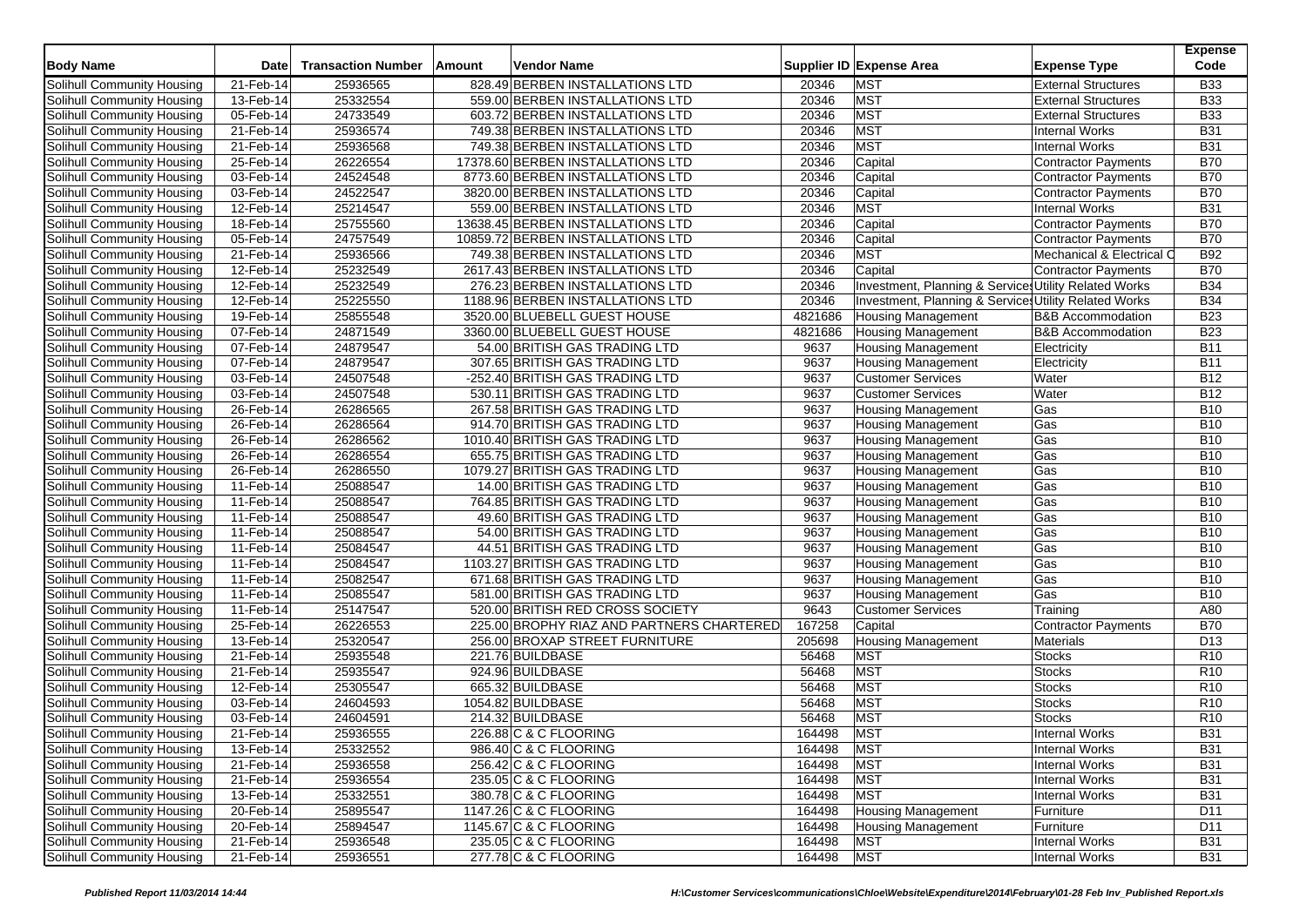| Body Name | Date | Transaction Number | Amount | Vendor Name | Supplier ID | Expense Area | Expense Type | Expense Code |
|---|---|---|---|---|---|---|---|---|
| Solihull Community Housing | 21-Feb-14 | 25936565 | 828.49 | BERBEN INSTALLATIONS LTD | 20346 | MST | External Structures | B33 |
| Solihull Community Housing | 13-Feb-14 | 25332554 | 559.00 | BERBEN INSTALLATIONS LTD | 20346 | MST | External Structures | B33 |
| Solihull Community Housing | 05-Feb-14 | 24733549 | 603.72 | BERBEN INSTALLATIONS LTD | 20346 | MST | External Structures | B33 |
| Solihull Community Housing | 21-Feb-14 | 25936574 | 749.38 | BERBEN INSTALLATIONS LTD | 20346 | MST | Internal Works | B31 |
| Solihull Community Housing | 21-Feb-14 | 25936568 | 749.38 | BERBEN INSTALLATIONS LTD | 20346 | MST | Internal Works | B31 |
| Solihull Community Housing | 25-Feb-14 | 26226554 | 17378.60 | BERBEN INSTALLATIONS LTD | 20346 | Capital | Contractor Payments | B70 |
| Solihull Community Housing | 03-Feb-14 | 24524548 | 8773.60 | BERBEN INSTALLATIONS LTD | 20346 | Capital | Contractor Payments | B70 |
| Solihull Community Housing | 03-Feb-14 | 24522547 | 3820.00 | BERBEN INSTALLATIONS LTD | 20346 | Capital | Contractor Payments | B70 |
| Solihull Community Housing | 12-Feb-14 | 25214547 | 559.00 | BERBEN INSTALLATIONS LTD | 20346 | MST | Internal Works | B31 |
| Solihull Community Housing | 18-Feb-14 | 25755560 | 13638.45 | BERBEN INSTALLATIONS LTD | 20346 | Capital | Contractor Payments | B70 |
| Solihull Community Housing | 05-Feb-14 | 24757549 | 10859.72 | BERBEN INSTALLATIONS LTD | 20346 | Capital | Contractor Payments | B70 |
| Solihull Community Housing | 21-Feb-14 | 25936566 | 749.38 | BERBEN INSTALLATIONS LTD | 20346 | MST | Mechanical & Electrical C | B92 |
| Solihull Community Housing | 12-Feb-14 | 25232549 | 2617.43 | BERBEN INSTALLATIONS LTD | 20346 | Capital | Contractor Payments | B70 |
| Solihull Community Housing | 12-Feb-14 | 25232549 | 276.23 | BERBEN INSTALLATIONS LTD | 20346 | Investment, Planning & Services | Utility Related Works | B34 |
| Solihull Community Housing | 12-Feb-14 | 25225550 | 1188.96 | BERBEN INSTALLATIONS LTD | 20346 | Investment, Planning & Services | Utility Related Works | B34 |
| Solihull Community Housing | 19-Feb-14 | 25855548 | 3520.00 | BLUEBELL GUEST HOUSE | 4821686 | Housing Management | B&B Accommodation | B23 |
| Solihull Community Housing | 07-Feb-14 | 24871549 | 3360.00 | BLUEBELL GUEST HOUSE | 4821686 | Housing Management | B&B Accommodation | B23 |
| Solihull Community Housing | 07-Feb-14 | 24879547 | 54.00 | BRITISH GAS TRADING LTD | 9637 | Housing Management | Electricity | B11 |
| Solihull Community Housing | 07-Feb-14 | 24879547 | 307.65 | BRITISH GAS TRADING LTD | 9637 | Housing Management | Electricity | B11 |
| Solihull Community Housing | 03-Feb-14 | 24507548 | -252.40 | BRITISH GAS TRADING LTD | 9637 | Customer Services | Water | B12 |
| Solihull Community Housing | 03-Feb-14 | 24507548 | 530.11 | BRITISH GAS TRADING LTD | 9637 | Customer Services | Water | B12 |
| Solihull Community Housing | 26-Feb-14 | 26286565 | 267.58 | BRITISH GAS TRADING LTD | 9637 | Housing Management | Gas | B10 |
| Solihull Community Housing | 26-Feb-14 | 26286564 | 914.70 | BRITISH GAS TRADING LTD | 9637 | Housing Management | Gas | B10 |
| Solihull Community Housing | 26-Feb-14 | 26286562 | 1010.40 | BRITISH GAS TRADING LTD | 9637 | Housing Management | Gas | B10 |
| Solihull Community Housing | 26-Feb-14 | 26286554 | 655.75 | BRITISH GAS TRADING LTD | 9637 | Housing Management | Gas | B10 |
| Solihull Community Housing | 26-Feb-14 | 26286550 | 1079.27 | BRITISH GAS TRADING LTD | 9637 | Housing Management | Gas | B10 |
| Solihull Community Housing | 11-Feb-14 | 25088547 | 14.00 | BRITISH GAS TRADING LTD | 9637 | Housing Management | Gas | B10 |
| Solihull Community Housing | 11-Feb-14 | 25088547 | 764.85 | BRITISH GAS TRADING LTD | 9637 | Housing Management | Gas | B10 |
| Solihull Community Housing | 11-Feb-14 | 25088547 | 49.60 | BRITISH GAS TRADING LTD | 9637 | Housing Management | Gas | B10 |
| Solihull Community Housing | 11-Feb-14 | 25088547 | 54.00 | BRITISH GAS TRADING LTD | 9637 | Housing Management | Gas | B10 |
| Solihull Community Housing | 11-Feb-14 | 25084547 | 44.51 | BRITISH GAS TRADING LTD | 9637 | Housing Management | Gas | B10 |
| Solihull Community Housing | 11-Feb-14 | 25084547 | 1103.27 | BRITISH GAS TRADING LTD | 9637 | Housing Management | Gas | B10 |
| Solihull Community Housing | 11-Feb-14 | 25082547 | 671.68 | BRITISH GAS TRADING LTD | 9637 | Housing Management | Gas | B10 |
| Solihull Community Housing | 11-Feb-14 | 25085547 | 581.00 | BRITISH GAS TRADING LTD | 9637 | Housing Management | Gas | B10 |
| Solihull Community Housing | 11-Feb-14 | 25147547 | 520.00 | BRITISH RED CROSS SOCIETY | 9643 | Customer Services | Training | A80 |
| Solihull Community Housing | 25-Feb-14 | 26226553 | 225.00 | BROPHY RIAZ AND PARTNERS CHARTERED | 167258 | Capital | Contractor Payments | B70 |
| Solihull Community Housing | 13-Feb-14 | 25320547 | 256.00 | BROXAP STREET FURNITURE | 205698 | Housing Management | Materials | D13 |
| Solihull Community Housing | 21-Feb-14 | 25935548 | 221.76 | BUILDBASE | 56468 | MST | Stocks | R10 |
| Solihull Community Housing | 21-Feb-14 | 25935547 | 924.96 | BUILDBASE | 56468 | MST | Stocks | R10 |
| Solihull Community Housing | 12-Feb-14 | 25305547 | 665.32 | BUILDBASE | 56468 | MST | Stocks | R10 |
| Solihull Community Housing | 03-Feb-14 | 24604593 | 1054.82 | BUILDBASE | 56468 | MST | Stocks | R10 |
| Solihull Community Housing | 03-Feb-14 | 24604591 | 214.32 | BUILDBASE | 56468 | MST | Stocks | R10 |
| Solihull Community Housing | 21-Feb-14 | 25936555 | 226.88 | C & C FLOORING | 164498 | MST | Internal Works | B31 |
| Solihull Community Housing | 13-Feb-14 | 25332552 | 986.40 | C & C FLOORING | 164498 | MST | Internal Works | B31 |
| Solihull Community Housing | 21-Feb-14 | 25936558 | 256.42 | C & C FLOORING | 164498 | MST | Internal Works | B31 |
| Solihull Community Housing | 21-Feb-14 | 25936554 | 235.05 | C & C FLOORING | 164498 | MST | Internal Works | B31 |
| Solihull Community Housing | 13-Feb-14 | 25332551 | 380.78 | C & C FLOORING | 164498 | MST | Internal Works | B31 |
| Solihull Community Housing | 20-Feb-14 | 25895547 | 1147.26 | C & C FLOORING | 164498 | Housing Management | Furniture | D11 |
| Solihull Community Housing | 20-Feb-14 | 25894547 | 1145.67 | C & C FLOORING | 164498 | Housing Management | Furniture | D11 |
| Solihull Community Housing | 21-Feb-14 | 25936548 | 235.05 | C & C FLOORING | 164498 | MST | Internal Works | B31 |
| Solihull Community Housing | 21-Feb-14 | 25936551 | 277.78 | C & C FLOORING | 164498 | MST | Internal Works | B31 |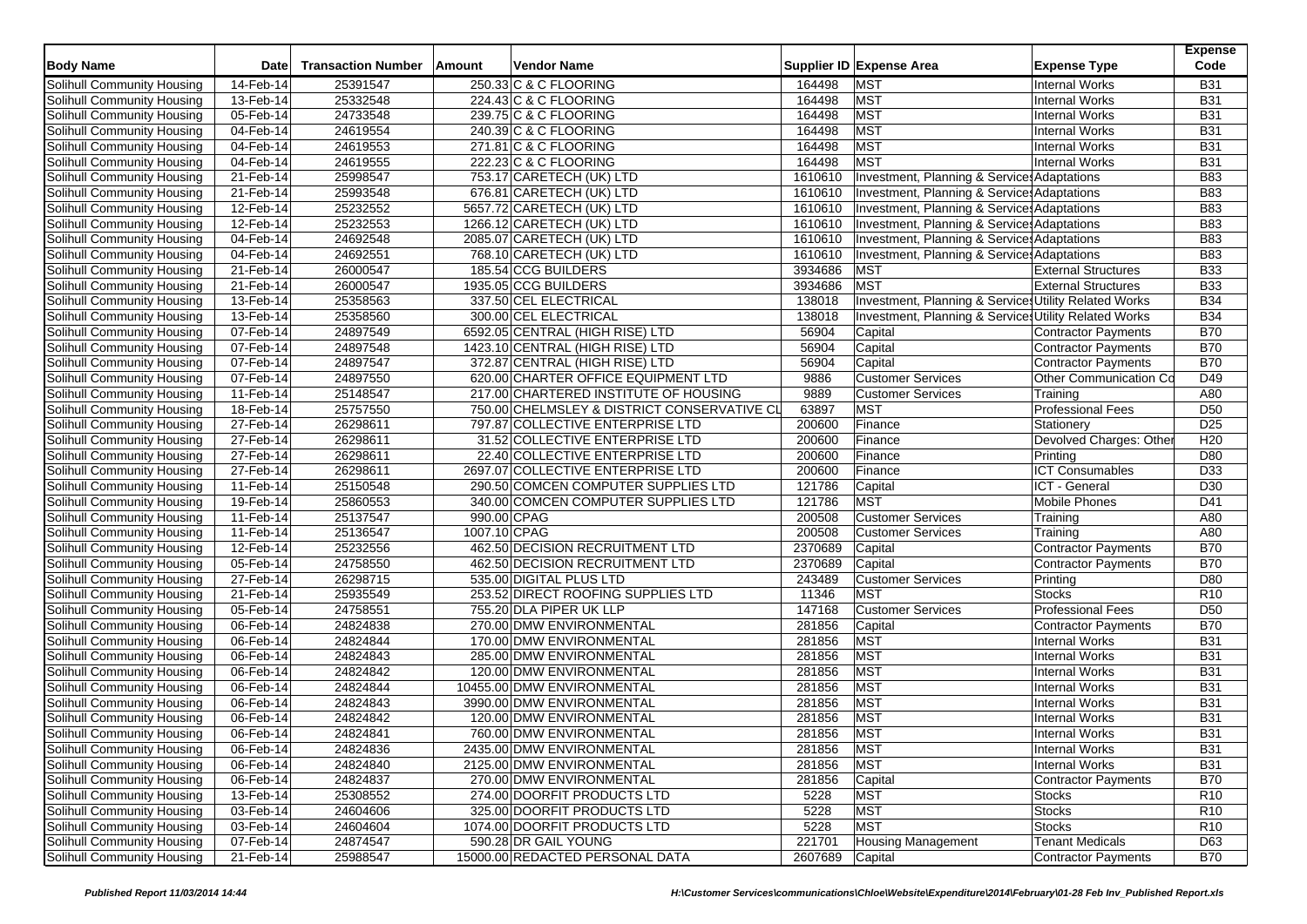| Body Name | Date | Transaction Number | Amount | Vendor Name | Supplier ID | Expense Area | Expense Type | Expense Code |
|---|---|---|---|---|---|---|---|---|
| Solihull Community Housing | 14-Feb-14 | 25391547 | 250.33 | C & C FLOORING | 164498 | MST | Internal Works | B31 |
| Solihull Community Housing | 13-Feb-14 | 25332548 | 224.43 | C & C FLOORING | 164498 | MST | Internal Works | B31 |
| Solihull Community Housing | 05-Feb-14 | 24733548 | 239.75 | C & C FLOORING | 164498 | MST | Internal Works | B31 |
| Solihull Community Housing | 04-Feb-14 | 24619554 | 240.39 | C & C FLOORING | 164498 | MST | Internal Works | B31 |
| Solihull Community Housing | 04-Feb-14 | 24619553 | 271.81 | C & C FLOORING | 164498 | MST | Internal Works | B31 |
| Solihull Community Housing | 04-Feb-14 | 24619555 | 222.23 | C & C FLOORING | 164498 | MST | Internal Works | B31 |
| Solihull Community Housing | 21-Feb-14 | 25998547 | 753.17 | CARETECH (UK) LTD | 1610610 | Investment, Planning & Services | Adaptations | B83 |
| Solihull Community Housing | 21-Feb-14 | 25993548 | 676.81 | CARETECH (UK) LTD | 1610610 | Investment, Planning & Services | Adaptations | B83 |
| Solihull Community Housing | 12-Feb-14 | 25232552 | 5657.72 | CARETECH (UK) LTD | 1610610 | Investment, Planning & Services | Adaptations | B83 |
| Solihull Community Housing | 12-Feb-14 | 25232553 | 1266.12 | CARETECH (UK) LTD | 1610610 | Investment, Planning & Services | Adaptations | B83 |
| Solihull Community Housing | 04-Feb-14 | 24692548 | 2085.07 | CARETECH (UK) LTD | 1610610 | Investment, Planning & Services | Adaptations | B83 |
| Solihull Community Housing | 04-Feb-14 | 24692551 | 768.10 | CARETECH (UK) LTD | 1610610 | Investment, Planning & Services | Adaptations | B83 |
| Solihull Community Housing | 21-Feb-14 | 26000547 | 185.54 | CCG BUILDERS | 3934686 | MST | External Structures | B33 |
| Solihull Community Housing | 21-Feb-14 | 26000547 | 1935.05 | CCG BUILDERS | 3934686 | MST | External Structures | B33 |
| Solihull Community Housing | 13-Feb-14 | 25358563 | 337.50 | CEL ELECTRICAL | 138018 | Investment, Planning & Services | Utility Related Works | B34 |
| Solihull Community Housing | 13-Feb-14 | 25358560 | 300.00 | CEL ELECTRICAL | 138018 | Investment, Planning & Services | Utility Related Works | B34 |
| Solihull Community Housing | 07-Feb-14 | 24897549 | 6592.05 | CENTRAL (HIGH RISE) LTD | 56904 | Capital | Contractor Payments | B70 |
| Solihull Community Housing | 07-Feb-14 | 24897548 | 1423.10 | CENTRAL (HIGH RISE) LTD | 56904 | Capital | Contractor Payments | B70 |
| Solihull Community Housing | 07-Feb-14 | 24897547 | 372.87 | CENTRAL (HIGH RISE) LTD | 56904 | Capital | Contractor Payments | B70 |
| Solihull Community Housing | 07-Feb-14 | 24897550 | 620.00 | CHARTER OFFICE EQUIPMENT LTD | 9886 | Customer Services | Other Communication Co | D49 |
| Solihull Community Housing | 11-Feb-14 | 25148547 | 217.00 | CHARTERED INSTITUTE OF HOUSING | 9889 | Customer Services | Training | A80 |
| Solihull Community Housing | 18-Feb-14 | 25757550 | 750.00 | CHELMSLEY & DISTRICT CONSERVATIVE CL | 63897 | MST | Professional Fees | D50 |
| Solihull Community Housing | 27-Feb-14 | 26298611 | 797.87 | COLLECTIVE ENTERPRISE LTD | 200600 | Finance | Stationery | D25 |
| Solihull Community Housing | 27-Feb-14 | 26298611 | 31.52 | COLLECTIVE ENTERPRISE LTD | 200600 | Finance | Devolved Charges: Other | H20 |
| Solihull Community Housing | 27-Feb-14 | 26298611 | 22.40 | COLLECTIVE ENTERPRISE LTD | 200600 | Finance | Printing | D80 |
| Solihull Community Housing | 27-Feb-14 | 26298611 | 2697.07 | COLLECTIVE ENTERPRISE LTD | 200600 | Finance | ICT Consumables | D33 |
| Solihull Community Housing | 11-Feb-14 | 25150548 | 290.50 | COMCEN COMPUTER SUPPLIES LTD | 121786 | Capital | ICT - General | D30 |
| Solihull Community Housing | 19-Feb-14 | 25860553 | 340.00 | COMCEN COMPUTER SUPPLIES LTD | 121786 | MST | Mobile Phones | D41 |
| Solihull Community Housing | 11-Feb-14 | 25137547 | 990.00 | CPAG | 200508 | Customer Services | Training | A80 |
| Solihull Community Housing | 11-Feb-14 | 25136547 | 1007.10 | CPAG | 200508 | Customer Services | Training | A80 |
| Solihull Community Housing | 12-Feb-14 | 25232556 | 462.50 | DECISION RECRUITMENT LTD | 2370689 | Capital | Contractor Payments | B70 |
| Solihull Community Housing | 05-Feb-14 | 24758550 | 462.50 | DECISION RECRUITMENT LTD | 2370689 | Capital | Contractor Payments | B70 |
| Solihull Community Housing | 27-Feb-14 | 26298715 | 535.00 | DIGITAL PLUS LTD | 243489 | Customer Services | Printing | D80 |
| Solihull Community Housing | 21-Feb-14 | 25935549 | 253.52 | DIRECT ROOFING SUPPLIES LTD | 11346 | MST | Stocks | R10 |
| Solihull Community Housing | 05-Feb-14 | 24758551 | 755.20 | DLA PIPER UK LLP | 147168 | Customer Services | Professional Fees | D50 |
| Solihull Community Housing | 06-Feb-14 | 24824838 | 270.00 | DMW ENVIRONMENTAL | 281856 | Capital | Contractor Payments | B70 |
| Solihull Community Housing | 06-Feb-14 | 24824844 | 170.00 | DMW ENVIRONMENTAL | 281856 | MST | Internal Works | B31 |
| Solihull Community Housing | 06-Feb-14 | 24824843 | 285.00 | DMW ENVIRONMENTAL | 281856 | MST | Internal Works | B31 |
| Solihull Community Housing | 06-Feb-14 | 24824842 | 120.00 | DMW ENVIRONMENTAL | 281856 | MST | Internal Works | B31 |
| Solihull Community Housing | 06-Feb-14 | 24824844 | 10455.00 | DMW ENVIRONMENTAL | 281856 | MST | Internal Works | B31 |
| Solihull Community Housing | 06-Feb-14 | 24824843 | 3990.00 | DMW ENVIRONMENTAL | 281856 | MST | Internal Works | B31 |
| Solihull Community Housing | 06-Feb-14 | 24824842 | 120.00 | DMW ENVIRONMENTAL | 281856 | MST | Internal Works | B31 |
| Solihull Community Housing | 06-Feb-14 | 24824841 | 760.00 | DMW ENVIRONMENTAL | 281856 | MST | Internal Works | B31 |
| Solihull Community Housing | 06-Feb-14 | 24824836 | 2435.00 | DMW ENVIRONMENTAL | 281856 | MST | Internal Works | B31 |
| Solihull Community Housing | 06-Feb-14 | 24824840 | 2125.00 | DMW ENVIRONMENTAL | 281856 | MST | Internal Works | B31 |
| Solihull Community Housing | 06-Feb-14 | 24824837 | 270.00 | DMW ENVIRONMENTAL | 281856 | Capital | Contractor Payments | B70 |
| Solihull Community Housing | 13-Feb-14 | 25308552 | 274.00 | DOORFIT PRODUCTS LTD | 5228 | MST | Stocks | R10 |
| Solihull Community Housing | 03-Feb-14 | 24604606 | 325.00 | DOORFIT PRODUCTS LTD | 5228 | MST | Stocks | R10 |
| Solihull Community Housing | 03-Feb-14 | 24604604 | 1074.00 | DOORFIT PRODUCTS LTD | 5228 | MST | Stocks | R10 |
| Solihull Community Housing | 07-Feb-14 | 24874547 | 590.28 | DR GAIL YOUNG | 221701 | Housing Management | Tenant Medicals | D63 |
| Solihull Community Housing | 21-Feb-14 | 25988547 | 15000.00 | REDACTED PERSONAL DATA | 2607689 | Capital | Contractor Payments | B70 |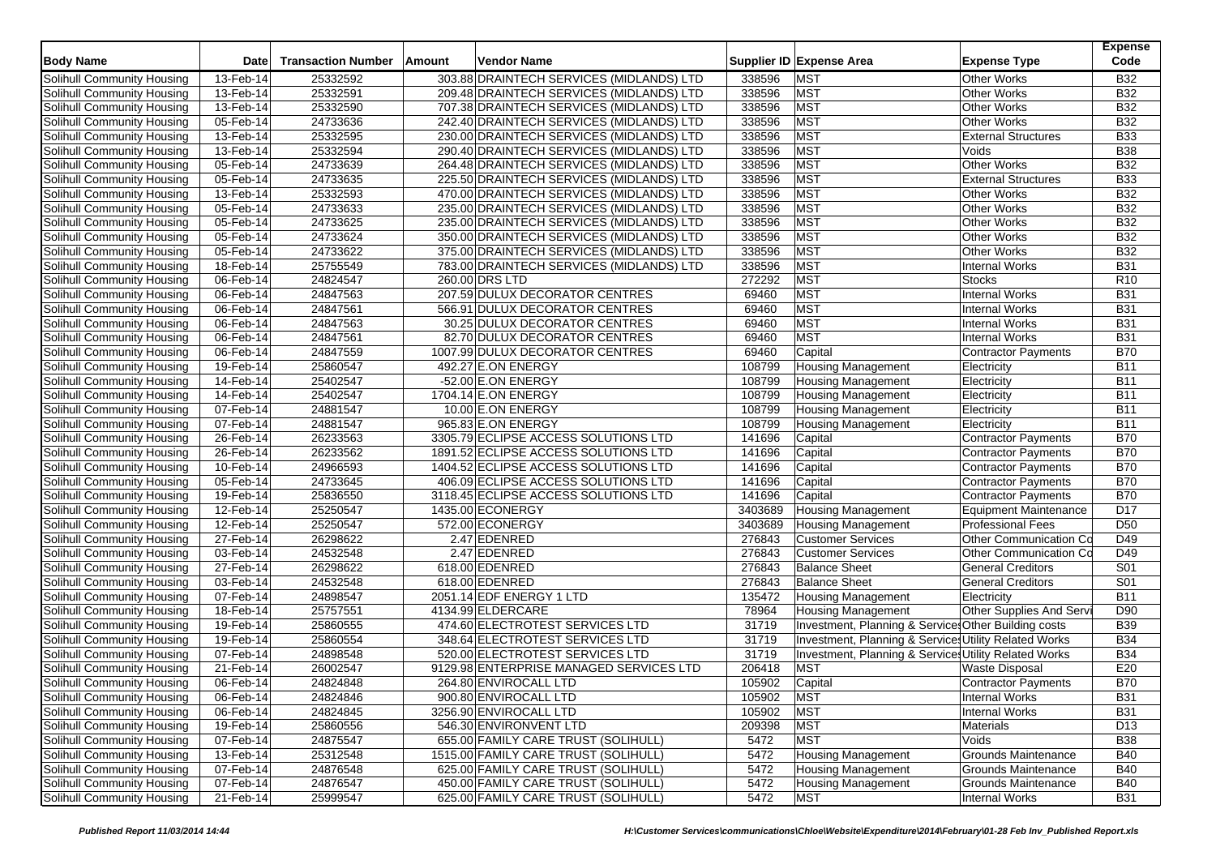| Body Name | Date | Transaction Number | Amount | Vendor Name | Supplier ID | Expense Area | Expense Type | Expense Code |
|---|---|---|---|---|---|---|---|---|
| Solihull Community Housing | 13-Feb-14 | 25332592 | 303.88 | DRAINTECH SERVICES (MIDLANDS) LTD | 338596 | MST | Other Works | B32 |
| Solihull Community Housing | 13-Feb-14 | 25332591 | 209.48 | DRAINTECH SERVICES (MIDLANDS) LTD | 338596 | MST | Other Works | B32 |
| Solihull Community Housing | 13-Feb-14 | 25332590 | 707.38 | DRAINTECH SERVICES (MIDLANDS) LTD | 338596 | MST | Other Works | B32 |
| Solihull Community Housing | 05-Feb-14 | 24733636 | 242.40 | DRAINTECH SERVICES (MIDLANDS) LTD | 338596 | MST | Other Works | B32 |
| Solihull Community Housing | 13-Feb-14 | 25332595 | 230.00 | DRAINTECH SERVICES (MIDLANDS) LTD | 338596 | MST | External Structures | B33 |
| Solihull Community Housing | 13-Feb-14 | 25332594 | 290.40 | DRAINTECH SERVICES (MIDLANDS) LTD | 338596 | MST | Voids | B38 |
| Solihull Community Housing | 05-Feb-14 | 24733639 | 264.48 | DRAINTECH SERVICES (MIDLANDS) LTD | 338596 | MST | Other Works | B32 |
| Solihull Community Housing | 05-Feb-14 | 24733635 | 225.50 | DRAINTECH SERVICES (MIDLANDS) LTD | 338596 | MST | External Structures | B33 |
| Solihull Community Housing | 13-Feb-14 | 25332593 | 470.00 | DRAINTECH SERVICES (MIDLANDS) LTD | 338596 | MST | Other Works | B32 |
| Solihull Community Housing | 05-Feb-14 | 24733633 | 235.00 | DRAINTECH SERVICES (MIDLANDS) LTD | 338596 | MST | Other Works | B32 |
| Solihull Community Housing | 05-Feb-14 | 24733625 | 235.00 | DRAINTECH SERVICES (MIDLANDS) LTD | 338596 | MST | Other Works | B32 |
| Solihull Community Housing | 05-Feb-14 | 24733624 | 350.00 | DRAINTECH SERVICES (MIDLANDS) LTD | 338596 | MST | Other Works | B32 |
| Solihull Community Housing | 05-Feb-14 | 24733622 | 375.00 | DRAINTECH SERVICES (MIDLANDS) LTD | 338596 | MST | Other Works | B32 |
| Solihull Community Housing | 18-Feb-14 | 25755549 | 783.00 | DRAINTECH SERVICES (MIDLANDS) LTD | 338596 | MST | Internal Works | B31 |
| Solihull Community Housing | 06-Feb-14 | 24824547 | 260.00 | DRS LTD | 272292 | MST | Stocks | R10 |
| Solihull Community Housing | 06-Feb-14 | 24847563 | 207.59 | DULUX DECORATOR CENTRES | 69460 | MST | Internal Works | B31 |
| Solihull Community Housing | 06-Feb-14 | 24847561 | 566.91 | DULUX DECORATOR CENTRES | 69460 | MST | Internal Works | B31 |
| Solihull Community Housing | 06-Feb-14 | 24847563 | 30.25 | DULUX DECORATOR CENTRES | 69460 | MST | Internal Works | B31 |
| Solihull Community Housing | 06-Feb-14 | 24847561 | 82.70 | DULUX DECORATOR CENTRES | 69460 | MST | Internal Works | B31 |
| Solihull Community Housing | 06-Feb-14 | 24847559 | 1007.99 | DULUX DECORATOR CENTRES | 69460 | Capital | Contractor Payments | B70 |
| Solihull Community Housing | 19-Feb-14 | 25860547 | 492.27 | E.ON ENERGY | 108799 | Housing Management | Electricity | B11 |
| Solihull Community Housing | 14-Feb-14 | 25402547 | -52.00 | E.ON ENERGY | 108799 | Housing Management | Electricity | B11 |
| Solihull Community Housing | 14-Feb-14 | 25402547 | 1704.14 | E.ON ENERGY | 108799 | Housing Management | Electricity | B11 |
| Solihull Community Housing | 07-Feb-14 | 24881547 | 10.00 | E.ON ENERGY | 108799 | Housing Management | Electricity | B11 |
| Solihull Community Housing | 07-Feb-14 | 24881547 | 965.83 | E.ON ENERGY | 108799 | Housing Management | Electricity | B11 |
| Solihull Community Housing | 26-Feb-14 | 26233563 | 3305.79 | ECLIPSE ACCESS SOLUTIONS LTD | 141696 | Capital | Contractor Payments | B70 |
| Solihull Community Housing | 26-Feb-14 | 26233562 | 1891.52 | ECLIPSE ACCESS SOLUTIONS LTD | 141696 | Capital | Contractor Payments | B70 |
| Solihull Community Housing | 10-Feb-14 | 24966593 | 1404.52 | ECLIPSE ACCESS SOLUTIONS LTD | 141696 | Capital | Contractor Payments | B70 |
| Solihull Community Housing | 05-Feb-14 | 24733645 | 406.09 | ECLIPSE ACCESS SOLUTIONS LTD | 141696 | Capital | Contractor Payments | B70 |
| Solihull Community Housing | 19-Feb-14 | 25836550 | 3118.45 | ECLIPSE ACCESS SOLUTIONS LTD | 141696 | Capital | Contractor Payments | B70 |
| Solihull Community Housing | 12-Feb-14 | 25250547 | 1435.00 | ECONERGY | 3403689 | Housing Management | Equipment Maintenance | D17 |
| Solihull Community Housing | 12-Feb-14 | 25250547 | 572.00 | ECONERGY | 3403689 | Housing Management | Professional Fees | D50 |
| Solihull Community Housing | 27-Feb-14 | 26298622 | 2.47 | EDENRED | 276843 | Customer Services | Other Communication Co | D49 |
| Solihull Community Housing | 03-Feb-14 | 24532548 | 2.47 | EDENRED | 276843 | Customer Services | Other Communication Co | D49 |
| Solihull Community Housing | 27-Feb-14 | 26298622 | 618.00 | EDENRED | 276843 | Balance Sheet | General Creditors | S01 |
| Solihull Community Housing | 03-Feb-14 | 24532548 | 618.00 | EDENRED | 276843 | Balance Sheet | General Creditors | S01 |
| Solihull Community Housing | 07-Feb-14 | 24898547 | 2051.14 | EDF ENERGY 1 LTD | 135472 | Housing Management | Electricity | B11 |
| Solihull Community Housing | 18-Feb-14 | 25757551 | 4134.99 | ELDERCARE | 78964 | Housing Management | Other Supplies And Servi | D90 |
| Solihull Community Housing | 19-Feb-14 | 25860555 | 474.60 | ELECTROTEST SERVICES LTD | 31719 | Investment, Planning & Services | Other Building costs | B39 |
| Solihull Community Housing | 19-Feb-14 | 25860554 | 348.64 | ELECTROTEST SERVICES LTD | 31719 | Investment, Planning & Services | Utility Related Works | B34 |
| Solihull Community Housing | 07-Feb-14 | 24898548 | 520.00 | ELECTROTEST SERVICES LTD | 31719 | Investment, Planning & Services | Utility Related Works | B34 |
| Solihull Community Housing | 21-Feb-14 | 26002547 | 9129.98 | ENTERPRISE MANAGED SERVICES LTD | 206418 | MST | Waste Disposal | E20 |
| Solihull Community Housing | 06-Feb-14 | 24824848 | 264.80 | ENVIROCALL LTD | 105902 | Capital | Contractor Payments | B70 |
| Solihull Community Housing | 06-Feb-14 | 24824846 | 900.80 | ENVIROCALL LTD | 105902 | MST | Internal Works | B31 |
| Solihull Community Housing | 06-Feb-14 | 24824845 | 3256.90 | ENVIROCALL LTD | 105902 | MST | Internal Works | B31 |
| Solihull Community Housing | 19-Feb-14 | 25860556 | 546.30 | ENVIRONVENT LTD | 209398 | MST | Materials | D13 |
| Solihull Community Housing | 07-Feb-14 | 24875547 | 655.00 | FAMILY CARE TRUST (SOLIHULL) | 5472 | MST | Voids | B38 |
| Solihull Community Housing | 13-Feb-14 | 25312548 | 1515.00 | FAMILY CARE TRUST (SOLIHULL) | 5472 | Housing Management | Grounds Maintenance | B40 |
| Solihull Community Housing | 07-Feb-14 | 24876548 | 625.00 | FAMILY CARE TRUST (SOLIHULL) | 5472 | Housing Management | Grounds Maintenance | B40 |
| Solihull Community Housing | 07-Feb-14 | 24876547 | 450.00 | FAMILY CARE TRUST (SOLIHULL) | 5472 | Housing Management | Grounds Maintenance | B40 |
| Solihull Community Housing | 21-Feb-14 | 25999547 | 625.00 | FAMILY CARE TRUST (SOLIHULL) | 5472 | MST | Internal Works | B31 |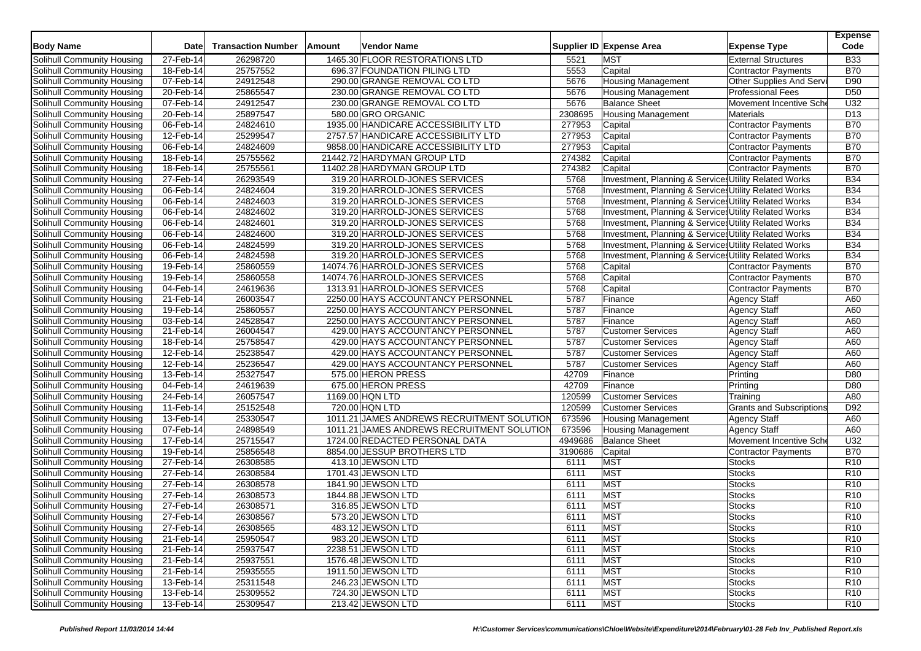| Body Name | Date | Transaction Number | Amount | Vendor Name | Supplier ID | Expense Area | Expense Type | Expense Code |
|---|---|---|---|---|---|---|---|---|
| Solihull Community Housing | 27-Feb-14 | 26298720 | 1465.30 | FLOOR RESTORATIONS LTD | 5521 | MST | External Structures | B33 |
| Solihull Community Housing | 18-Feb-14 | 25757552 | 696.37 | FOUNDATION PILING LTD | 5553 | Capital | Contractor Payments | B70 |
| Solihull Community Housing | 07-Feb-14 | 24912548 | 290.00 | GRANGE REMOVAL CO LTD | 5676 | Housing Management | Other Supplies And Servi | D90 |
| Solihull Community Housing | 20-Feb-14 | 25865547 | 230.00 | GRANGE REMOVAL CO LTD | 5676 | Housing Management | Professional Fees | D50 |
| Solihull Community Housing | 07-Feb-14 | 24912547 | 230.00 | GRANGE REMOVAL CO LTD | 5676 | Balance Sheet | Movement Incentive Sche | U32 |
| Solihull Community Housing | 20-Feb-14 | 25897547 | 580.00 | GRO ORGANIC | 2308695 | Housing Management | Materials | D13 |
| Solihull Community Housing | 06-Feb-14 | 24824610 | 1935.00 | HANDICARE ACCESSIBILITY LTD | 277953 | Capital | Contractor Payments | B70 |
| Solihull Community Housing | 12-Feb-14 | 25299547 | 2757.57 | HANDICARE ACCESSIBILITY LTD | 277953 | Capital | Contractor Payments | B70 |
| Solihull Community Housing | 06-Feb-14 | 24824609 | 9858.00 | HANDICARE ACCESSIBILITY LTD | 277953 | Capital | Contractor Payments | B70 |
| Solihull Community Housing | 18-Feb-14 | 25755562 | 21442.72 | HARDYMAN GROUP LTD | 274382 | Capital | Contractor Payments | B70 |
| Solihull Community Housing | 18-Feb-14 | 25755561 | 11402.28 | HARDYMAN GROUP LTD | 274382 | Capital | Contractor Payments | B70 |
| Solihull Community Housing | 27-Feb-14 | 26293549 | 319.20 | HARROLD-JONES SERVICES | 5768 | Investment, Planning & Services | Utility Related Works | B34 |
| Solihull Community Housing | 06-Feb-14 | 24824604 | 319.20 | HARROLD-JONES SERVICES | 5768 | Investment, Planning & Services | Utility Related Works | B34 |
| Solihull Community Housing | 06-Feb-14 | 24824603 | 319.20 | HARROLD-JONES SERVICES | 5768 | Investment, Planning & Services | Utility Related Works | B34 |
| Solihull Community Housing | 06-Feb-14 | 24824602 | 319.20 | HARROLD-JONES SERVICES | 5768 | Investment, Planning & Services | Utility Related Works | B34 |
| Solihull Community Housing | 06-Feb-14 | 24824601 | 319.20 | HARROLD-JONES SERVICES | 5768 | Investment, Planning & Services | Utility Related Works | B34 |
| Solihull Community Housing | 06-Feb-14 | 24824600 | 319.20 | HARROLD-JONES SERVICES | 5768 | Investment, Planning & Services | Utility Related Works | B34 |
| Solihull Community Housing | 06-Feb-14 | 24824599 | 319.20 | HARROLD-JONES SERVICES | 5768 | Investment, Planning & Services | Utility Related Works | B34 |
| Solihull Community Housing | 06-Feb-14 | 24824598 | 319.20 | HARROLD-JONES SERVICES | 5768 | Investment, Planning & Services | Utility Related Works | B34 |
| Solihull Community Housing | 19-Feb-14 | 25860559 | 14074.76 | HARROLD-JONES SERVICES | 5768 | Capital | Contractor Payments | B70 |
| Solihull Community Housing | 19-Feb-14 | 25860558 | 14074.76 | HARROLD-JONES SERVICES | 5768 | Capital | Contractor Payments | B70 |
| Solihull Community Housing | 04-Feb-14 | 24619636 | 1313.91 | HARROLD-JONES SERVICES | 5768 | Capital | Contractor Payments | B70 |
| Solihull Community Housing | 21-Feb-14 | 26003547 | 2250.00 | HAYS ACCOUNTANCY PERSONNEL | 5787 | Finance | Agency Staff | A60 |
| Solihull Community Housing | 19-Feb-14 | 25860557 | 2250.00 | HAYS ACCOUNTANCY PERSONNEL | 5787 | Finance | Agency Staff | A60 |
| Solihull Community Housing | 03-Feb-14 | 24528547 | 2250.00 | HAYS ACCOUNTANCY PERSONNEL | 5787 | Finance | Agency Staff | A60 |
| Solihull Community Housing | 21-Feb-14 | 26004547 | 429.00 | HAYS ACCOUNTANCY PERSONNEL | 5787 | Customer Services | Agency Staff | A60 |
| Solihull Community Housing | 18-Feb-14 | 25758547 | 429.00 | HAYS ACCOUNTANCY PERSONNEL | 5787 | Customer Services | Agency Staff | A60 |
| Solihull Community Housing | 12-Feb-14 | 25238547 | 429.00 | HAYS ACCOUNTANCY PERSONNEL | 5787 | Customer Services | Agency Staff | A60 |
| Solihull Community Housing | 12-Feb-14 | 25236547 | 429.00 | HAYS ACCOUNTANCY PERSONNEL | 5787 | Customer Services | Agency Staff | A60 |
| Solihull Community Housing | 13-Feb-14 | 25327547 | 575.00 | HERON PRESS | 42709 | Finance | Printing | D80 |
| Solihull Community Housing | 04-Feb-14 | 24619639 | 675.00 | HERON PRESS | 42709 | Finance | Printing | D80 |
| Solihull Community Housing | 24-Feb-14 | 26057547 | 1169.00 | HQN LTD | 120599 | Customer Services | Training | A80 |
| Solihull Community Housing | 11-Feb-14 | 25152548 | 720.00 | HQN LTD | 120599 | Customer Services | Grants and Subscriptions | D92 |
| Solihull Community Housing | 13-Feb-14 | 25330547 | 1011.21 | JAMES ANDREWS RECRUITMENT SOLUTION | 673596 | Housing Management | Agency Staff | A60 |
| Solihull Community Housing | 07-Feb-14 | 24898549 | 1011.21 | JAMES ANDREWS RECRUITMENT SOLUTION | 673596 | Housing Management | Agency Staff | A60 |
| Solihull Community Housing | 17-Feb-14 | 25715547 | 1724.00 | REDACTED PERSONAL DATA | 4949686 | Balance Sheet | Movement Incentive Sche | U32 |
| Solihull Community Housing | 19-Feb-14 | 25856548 | 8854.00 | JESSUP BROTHERS LTD | 3190686 | Capital | Contractor Payments | B70 |
| Solihull Community Housing | 27-Feb-14 | 26308585 | 413.10 | JEWSON LTD | 6111 | MST | Stocks | R10 |
| Solihull Community Housing | 27-Feb-14 | 26308584 | 1701.43 | JEWSON LTD | 6111 | MST | Stocks | R10 |
| Solihull Community Housing | 27-Feb-14 | 26308578 | 1841.90 | JEWSON LTD | 6111 | MST | Stocks | R10 |
| Solihull Community Housing | 27-Feb-14 | 26308573 | 1844.88 | JEWSON LTD | 6111 | MST | Stocks | R10 |
| Solihull Community Housing | 27-Feb-14 | 26308571 | 316.85 | JEWSON LTD | 6111 | MST | Stocks | R10 |
| Solihull Community Housing | 27-Feb-14 | 26308567 | 573.20 | JEWSON LTD | 6111 | MST | Stocks | R10 |
| Solihull Community Housing | 27-Feb-14 | 26308565 | 483.12 | JEWSON LTD | 6111 | MST | Stocks | R10 |
| Solihull Community Housing | 21-Feb-14 | 25950547 | 983.20 | JEWSON LTD | 6111 | MST | Stocks | R10 |
| Solihull Community Housing | 21-Feb-14 | 25937547 | 2238.51 | JEWSON LTD | 6111 | MST | Stocks | R10 |
| Solihull Community Housing | 21-Feb-14 | 25937551 | 1576.48 | JEWSON LTD | 6111 | MST | Stocks | R10 |
| Solihull Community Housing | 21-Feb-14 | 25935555 | 1911.50 | JEWSON LTD | 6111 | MST | Stocks | R10 |
| Solihull Community Housing | 13-Feb-14 | 25311548 | 246.23 | JEWSON LTD | 6111 | MST | Stocks | R10 |
| Solihull Community Housing | 13-Feb-14 | 25309552 | 724.30 | JEWSON LTD | 6111 | MST | Stocks | R10 |
| Solihull Community Housing | 13-Feb-14 | 25309547 | 213.42 | JEWSON LTD | 6111 | MST | Stocks | R10 |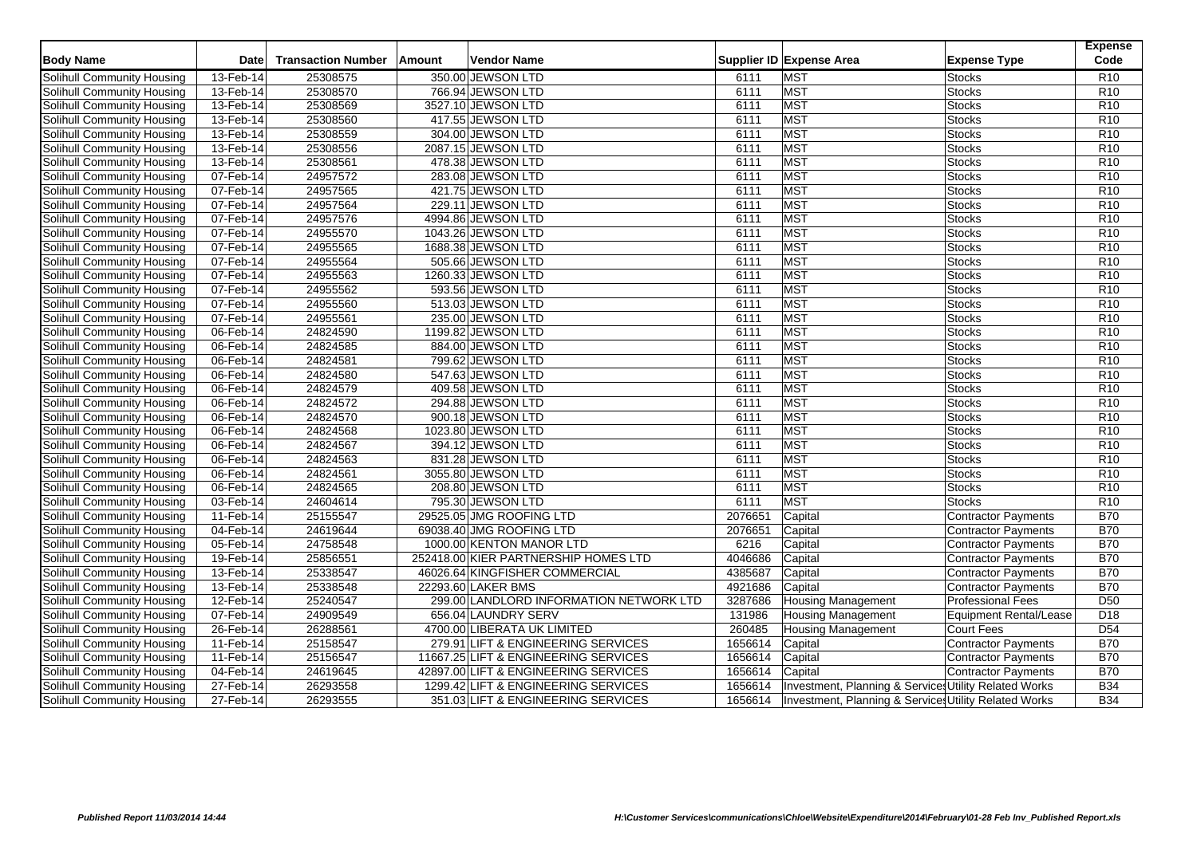| Body Name | Date | Transaction Number | Amount | Vendor Name | Supplier ID | Expense Area | Expense Type | Expense Code |
|---|---|---|---|---|---|---|---|---|
| Solihull Community Housing | 13-Feb-14 | 25308575 | 350.00 | JEWSON LTD | 6111 | MST | Stocks | R10 |
| Solihull Community Housing | 13-Feb-14 | 25308570 | 766.94 | JEWSON LTD | 6111 | MST | Stocks | R10 |
| Solihull Community Housing | 13-Feb-14 | 25308569 | 3527.10 | JEWSON LTD | 6111 | MST | Stocks | R10 |
| Solihull Community Housing | 13-Feb-14 | 25308560 | 417.55 | JEWSON LTD | 6111 | MST | Stocks | R10 |
| Solihull Community Housing | 13-Feb-14 | 25308559 | 304.00 | JEWSON LTD | 6111 | MST | Stocks | R10 |
| Solihull Community Housing | 13-Feb-14 | 25308556 | 2087.15 | JEWSON LTD | 6111 | MST | Stocks | R10 |
| Solihull Community Housing | 13-Feb-14 | 25308561 | 478.38 | JEWSON LTD | 6111 | MST | Stocks | R10 |
| Solihull Community Housing | 07-Feb-14 | 24957572 | 283.08 | JEWSON LTD | 6111 | MST | Stocks | R10 |
| Solihull Community Housing | 07-Feb-14 | 24957565 | 421.75 | JEWSON LTD | 6111 | MST | Stocks | R10 |
| Solihull Community Housing | 07-Feb-14 | 24957564 | 229.11 | JEWSON LTD | 6111 | MST | Stocks | R10 |
| Solihull Community Housing | 07-Feb-14 | 24957576 | 4994.86 | JEWSON LTD | 6111 | MST | Stocks | R10 |
| Solihull Community Housing | 07-Feb-14 | 24955570 | 1043.26 | JEWSON LTD | 6111 | MST | Stocks | R10 |
| Solihull Community Housing | 07-Feb-14 | 24955565 | 1688.38 | JEWSON LTD | 6111 | MST | Stocks | R10 |
| Solihull Community Housing | 07-Feb-14 | 24955564 | 505.66 | JEWSON LTD | 6111 | MST | Stocks | R10 |
| Solihull Community Housing | 07-Feb-14 | 24955563 | 1260.33 | JEWSON LTD | 6111 | MST | Stocks | R10 |
| Solihull Community Housing | 07-Feb-14 | 24955562 | 593.56 | JEWSON LTD | 6111 | MST | Stocks | R10 |
| Solihull Community Housing | 07-Feb-14 | 24955560 | 513.03 | JEWSON LTD | 6111 | MST | Stocks | R10 |
| Solihull Community Housing | 07-Feb-14 | 24955561 | 235.00 | JEWSON LTD | 6111 | MST | Stocks | R10 |
| Solihull Community Housing | 06-Feb-14 | 24824590 | 1199.82 | JEWSON LTD | 6111 | MST | Stocks | R10 |
| Solihull Community Housing | 06-Feb-14 | 24824585 | 884.00 | JEWSON LTD | 6111 | MST | Stocks | R10 |
| Solihull Community Housing | 06-Feb-14 | 24824581 | 799.62 | JEWSON LTD | 6111 | MST | Stocks | R10 |
| Solihull Community Housing | 06-Feb-14 | 24824580 | 547.63 | JEWSON LTD | 6111 | MST | Stocks | R10 |
| Solihull Community Housing | 06-Feb-14 | 24824579 | 409.58 | JEWSON LTD | 6111 | MST | Stocks | R10 |
| Solihull Community Housing | 06-Feb-14 | 24824572 | 294.88 | JEWSON LTD | 6111 | MST | Stocks | R10 |
| Solihull Community Housing | 06-Feb-14 | 24824570 | 900.18 | JEWSON LTD | 6111 | MST | Stocks | R10 |
| Solihull Community Housing | 06-Feb-14 | 24824568 | 1023.80 | JEWSON LTD | 6111 | MST | Stocks | R10 |
| Solihull Community Housing | 06-Feb-14 | 24824567 | 394.12 | JEWSON LTD | 6111 | MST | Stocks | R10 |
| Solihull Community Housing | 06-Feb-14 | 24824563 | 831.28 | JEWSON LTD | 6111 | MST | Stocks | R10 |
| Solihull Community Housing | 06-Feb-14 | 24824561 | 3055.80 | JEWSON LTD | 6111 | MST | Stocks | R10 |
| Solihull Community Housing | 06-Feb-14 | 24824565 | 208.80 | JEWSON LTD | 6111 | MST | Stocks | R10 |
| Solihull Community Housing | 03-Feb-14 | 24604614 | 795.30 | JEWSON LTD | 6111 | MST | Stocks | R10 |
| Solihull Community Housing | 11-Feb-14 | 25155547 | 29525.05 | JMG ROOFING LTD | 2076651 | Capital | Contractor Payments | B70 |
| Solihull Community Housing | 04-Feb-14 | 24619644 | 69038.40 | JMG ROOFING LTD | 2076651 | Capital | Contractor Payments | B70 |
| Solihull Community Housing | 05-Feb-14 | 24758548 | 1000.00 | KENTON MANOR LTD | 6216 | Capital | Contractor Payments | B70 |
| Solihull Community Housing | 19-Feb-14 | 25856551 | 252418.00 | KIER PARTNERSHIP HOMES LTD | 4046686 | Capital | Contractor Payments | B70 |
| Solihull Community Housing | 13-Feb-14 | 25338547 | 46026.64 | KINGFISHER COMMERCIAL | 4385687 | Capital | Contractor Payments | B70 |
| Solihull Community Housing | 13-Feb-14 | 25338548 | 22293.60 | LAKER BMS | 4921686 | Capital | Contractor Payments | B70 |
| Solihull Community Housing | 12-Feb-14 | 25240547 | 299.00 | LANDLORD INFORMATION NETWORK LTD | 3287686 | Housing Management | Professional Fees | D50 |
| Solihull Community Housing | 07-Feb-14 | 24909549 | 656.04 | LAUNDRY SERV | 131986 | Housing Management | Equipment Rental/Lease | D18 |
| Solihull Community Housing | 26-Feb-14 | 26288561 | 4700.00 | LIBERATA UK LIMITED | 260485 | Housing Management | Court Fees | D54 |
| Solihull Community Housing | 11-Feb-14 | 25158547 | 279.91 | LIFT & ENGINEERING SERVICES | 1656614 | Capital | Contractor Payments | B70 |
| Solihull Community Housing | 11-Feb-14 | 25156547 | 11667.25 | LIFT & ENGINEERING SERVICES | 1656614 | Capital | Contractor Payments | B70 |
| Solihull Community Housing | 04-Feb-14 | 24619645 | 42897.00 | LIFT & ENGINEERING SERVICES | 1656614 | Capital | Contractor Payments | B70 |
| Solihull Community Housing | 27-Feb-14 | 26293558 | 1299.42 | LIFT & ENGINEERING SERVICES | 1656614 | Investment, Planning & Services | Utility Related Works | B34 |
| Solihull Community Housing | 27-Feb-14 | 26293555 | 351.03 | LIFT & ENGINEERING SERVICES | 1656614 | Investment, Planning & Services | Utility Related Works | B34 |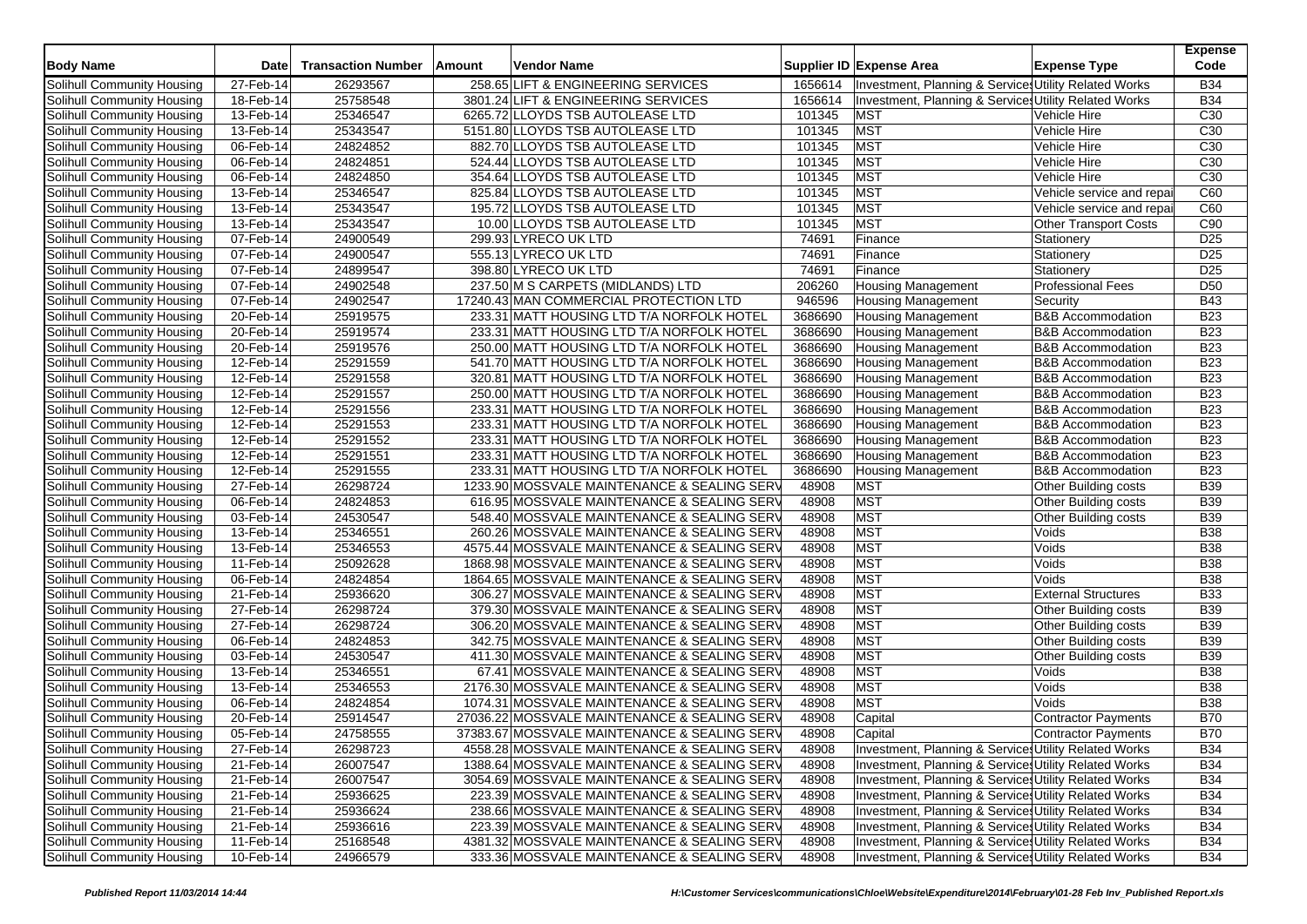| Body Name | Date | Transaction Number | Amount | Vendor Name | Supplier ID | Expense Area | Expense Type | Expense Code |
|---|---|---|---|---|---|---|---|---|
| Solihull Community Housing | 27-Feb-14 | 26293567 | 258.65 | LIFT & ENGINEERING SERVICES | 1656614 | Investment, Planning & Services | Utility Related Works | B34 |
| Solihull Community Housing | 18-Feb-14 | 25758548 | 3801.24 | LIFT & ENGINEERING SERVICES | 1656614 | Investment, Planning & Services | Utility Related Works | B34 |
| Solihull Community Housing | 13-Feb-14 | 25346547 | 6265.72 | LLOYDS TSB AUTOLEASE LTD | 101345 | MST | Vehicle Hire | C30 |
| Solihull Community Housing | 13-Feb-14 | 25343547 | 5151.80 | LLOYDS TSB AUTOLEASE LTD | 101345 | MST | Vehicle Hire | C30 |
| Solihull Community Housing | 06-Feb-14 | 24824852 | 882.70 | LLOYDS TSB AUTOLEASE LTD | 101345 | MST | Vehicle Hire | C30 |
| Solihull Community Housing | 06-Feb-14 | 24824851 | 524.44 | LLOYDS TSB AUTOLEASE LTD | 101345 | MST | Vehicle Hire | C30 |
| Solihull Community Housing | 06-Feb-14 | 24824850 | 354.64 | LLOYDS TSB AUTOLEASE LTD | 101345 | MST | Vehicle Hire | C30 |
| Solihull Community Housing | 13-Feb-14 | 25346547 | 825.84 | LLOYDS TSB AUTOLEASE LTD | 101345 | MST | Vehicle service and repai | C60 |
| Solihull Community Housing | 13-Feb-14 | 25343547 | 195.72 | LLOYDS TSB AUTOLEASE LTD | 101345 | MST | Vehicle service and repai | C60 |
| Solihull Community Housing | 13-Feb-14 | 25343547 | 10.00 | LLOYDS TSB AUTOLEASE LTD | 101345 | MST | Other Transport Costs | C90 |
| Solihull Community Housing | 07-Feb-14 | 24900549 | 299.93 | LYRECO UK LTD | 74691 | Finance | Stationery | D25 |
| Solihull Community Housing | 07-Feb-14 | 24900547 | 555.13 | LYRECO UK LTD | 74691 | Finance | Stationery | D25 |
| Solihull Community Housing | 07-Feb-14 | 24899547 | 398.80 | LYRECO UK LTD | 74691 | Finance | Stationery | D25 |
| Solihull Community Housing | 07-Feb-14 | 24902548 | 237.50 | M S CARPETS (MIDLANDS) LTD | 206260 | Housing Management | Professional Fees | D50 |
| Solihull Community Housing | 07-Feb-14 | 24902547 | 17240.43 | MAN COMMERCIAL PROTECTION LTD | 946596 | Housing Management | Security | B43 |
| Solihull Community Housing | 20-Feb-14 | 25919575 | 233.31 | MATT HOUSING LTD T/A NORFOLK HOTEL | 3686690 | Housing Management | B&B Accommodation | B23 |
| Solihull Community Housing | 20-Feb-14 | 25919574 | 233.31 | MATT HOUSING LTD T/A NORFOLK HOTEL | 3686690 | Housing Management | B&B Accommodation | B23 |
| Solihull Community Housing | 20-Feb-14 | 25919576 | 250.00 | MATT HOUSING LTD T/A NORFOLK HOTEL | 3686690 | Housing Management | B&B Accommodation | B23 |
| Solihull Community Housing | 12-Feb-14 | 25291559 | 541.70 | MATT HOUSING LTD T/A NORFOLK HOTEL | 3686690 | Housing Management | B&B Accommodation | B23 |
| Solihull Community Housing | 12-Feb-14 | 25291558 | 320.81 | MATT HOUSING LTD T/A NORFOLK HOTEL | 3686690 | Housing Management | B&B Accommodation | B23 |
| Solihull Community Housing | 12-Feb-14 | 25291557 | 250.00 | MATT HOUSING LTD T/A NORFOLK HOTEL | 3686690 | Housing Management | B&B Accommodation | B23 |
| Solihull Community Housing | 12-Feb-14 | 25291556 | 233.31 | MATT HOUSING LTD T/A NORFOLK HOTEL | 3686690 | Housing Management | B&B Accommodation | B23 |
| Solihull Community Housing | 12-Feb-14 | 25291553 | 233.31 | MATT HOUSING LTD T/A NORFOLK HOTEL | 3686690 | Housing Management | B&B Accommodation | B23 |
| Solihull Community Housing | 12-Feb-14 | 25291552 | 233.31 | MATT HOUSING LTD T/A NORFOLK HOTEL | 3686690 | Housing Management | B&B Accommodation | B23 |
| Solihull Community Housing | 12-Feb-14 | 25291551 | 233.31 | MATT HOUSING LTD T/A NORFOLK HOTEL | 3686690 | Housing Management | B&B Accommodation | B23 |
| Solihull Community Housing | 12-Feb-14 | 25291555 | 233.31 | MATT HOUSING LTD T/A NORFOLK HOTEL | 3686690 | Housing Management | B&B Accommodation | B23 |
| Solihull Community Housing | 27-Feb-14 | 26298724 | 1233.90 | MOSSVALE MAINTENANCE & SEALING SERV | 48908 | MST | Other Building costs | B39 |
| Solihull Community Housing | 06-Feb-14 | 24824853 | 616.95 | MOSSVALE MAINTENANCE & SEALING SERV | 48908 | MST | Other Building costs | B39 |
| Solihull Community Housing | 03-Feb-14 | 24530547 | 548.40 | MOSSVALE MAINTENANCE & SEALING SERV | 48908 | MST | Other Building costs | B39 |
| Solihull Community Housing | 13-Feb-14 | 25346551 | 260.26 | MOSSVALE MAINTENANCE & SEALING SERV | 48908 | MST | Voids | B38 |
| Solihull Community Housing | 13-Feb-14 | 25346553 | 4575.44 | MOSSVALE MAINTENANCE & SEALING SERV | 48908 | MST | Voids | B38 |
| Solihull Community Housing | 11-Feb-14 | 25092628 | 1868.98 | MOSSVALE MAINTENANCE & SEALING SERV | 48908 | MST | Voids | B38 |
| Solihull Community Housing | 06-Feb-14 | 24824854 | 1864.65 | MOSSVALE MAINTENANCE & SEALING SERV | 48908 | MST | Voids | B38 |
| Solihull Community Housing | 21-Feb-14 | 25936620 | 306.27 | MOSSVALE MAINTENANCE & SEALING SERV | 48908 | MST | External Structures | B33 |
| Solihull Community Housing | 27-Feb-14 | 26298724 | 379.30 | MOSSVALE MAINTENANCE & SEALING SERV | 48908 | MST | Other Building costs | B39 |
| Solihull Community Housing | 27-Feb-14 | 26298724 | 306.20 | MOSSVALE MAINTENANCE & SEALING SERV | 48908 | MST | Other Building costs | B39 |
| Solihull Community Housing | 06-Feb-14 | 24824853 | 342.75 | MOSSVALE MAINTENANCE & SEALING SERV | 48908 | MST | Other Building costs | B39 |
| Solihull Community Housing | 03-Feb-14 | 24530547 | 411.30 | MOSSVALE MAINTENANCE & SEALING SERV | 48908 | MST | Other Building costs | B39 |
| Solihull Community Housing | 13-Feb-14 | 25346551 | 67.41 | MOSSVALE MAINTENANCE & SEALING SERV | 48908 | MST | Voids | B38 |
| Solihull Community Housing | 13-Feb-14 | 25346553 | 2176.30 | MOSSVALE MAINTENANCE & SEALING SERV | 48908 | MST | Voids | B38 |
| Solihull Community Housing | 06-Feb-14 | 24824854 | 1074.31 | MOSSVALE MAINTENANCE & SEALING SERV | 48908 | MST | Voids | B38 |
| Solihull Community Housing | 20-Feb-14 | 25914547 | 27036.22 | MOSSVALE MAINTENANCE & SEALING SERV | 48908 | Capital | Contractor Payments | B70 |
| Solihull Community Housing | 05-Feb-14 | 24758555 | 37383.67 | MOSSVALE MAINTENANCE & SEALING SERV | 48908 | Capital | Contractor Payments | B70 |
| Solihull Community Housing | 27-Feb-14 | 26298723 | 4558.28 | MOSSVALE MAINTENANCE & SEALING SERV | 48908 | Investment, Planning & Services | Utility Related Works | B34 |
| Solihull Community Housing | 21-Feb-14 | 26007547 | 1388.64 | MOSSVALE MAINTENANCE & SEALING SERV | 48908 | Investment, Planning & Services | Utility Related Works | B34 |
| Solihull Community Housing | 21-Feb-14 | 26007547 | 3054.69 | MOSSVALE MAINTENANCE & SEALING SERV | 48908 | Investment, Planning & Services | Utility Related Works | B34 |
| Solihull Community Housing | 21-Feb-14 | 25936625 | 223.39 | MOSSVALE MAINTENANCE & SEALING SERV | 48908 | Investment, Planning & Services | Utility Related Works | B34 |
| Solihull Community Housing | 21-Feb-14 | 25936624 | 238.66 | MOSSVALE MAINTENANCE & SEALING SERV | 48908 | Investment, Planning & Services | Utility Related Works | B34 |
| Solihull Community Housing | 21-Feb-14 | 25936616 | 223.39 | MOSSVALE MAINTENANCE & SEALING SERV | 48908 | Investment, Planning & Services | Utility Related Works | B34 |
| Solihull Community Housing | 11-Feb-14 | 25168548 | 4381.32 | MOSSVALE MAINTENANCE & SEALING SERV | 48908 | Investment, Planning & Services | Utility Related Works | B34 |
| Solihull Community Housing | 10-Feb-14 | 24966579 | 333.36 | MOSSVALE MAINTENANCE & SEALING SERV | 48908 | Investment, Planning & Services | Utility Related Works | B34 |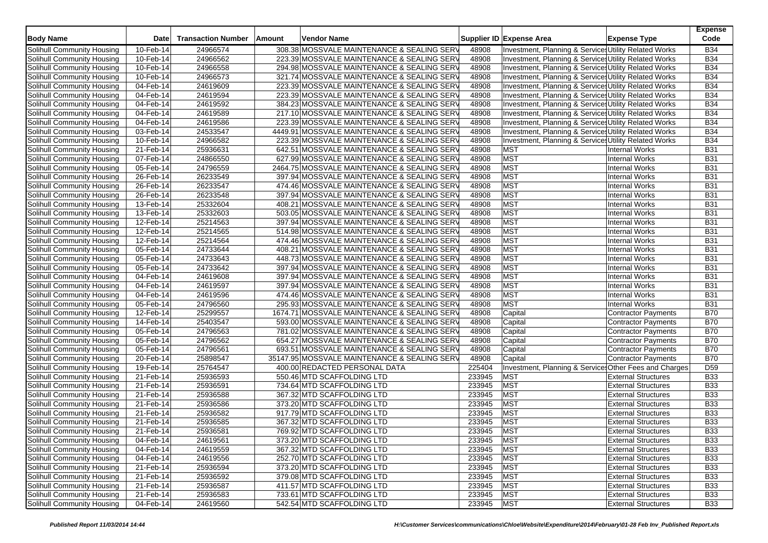| Body Name | Date | Transaction Number | Amount | Vendor Name | Supplier ID | Expense Area | Expense Type | Expense Code |
|---|---|---|---|---|---|---|---|---|
| Solihull Community Housing | 10-Feb-14 | 24966574 | 308.38 | MOSSVALE MAINTENANCE & SEALING SERV | 48908 | Investment, Planning & Services | Utility Related Works | B34 |
| Solihull Community Housing | 10-Feb-14 | 24966562 | 223.39 | MOSSVALE MAINTENANCE & SEALING SERV | 48908 | Investment, Planning & Services | Utility Related Works | B34 |
| Solihull Community Housing | 10-Feb-14 | 24966558 | 294.98 | MOSSVALE MAINTENANCE & SEALING SERV | 48908 | Investment, Planning & Services | Utility Related Works | B34 |
| Solihull Community Housing | 10-Feb-14 | 24966573 | 321.74 | MOSSVALE MAINTENANCE & SEALING SERV | 48908 | Investment, Planning & Services | Utility Related Works | B34 |
| Solihull Community Housing | 04-Feb-14 | 24619609 | 223.39 | MOSSVALE MAINTENANCE & SEALING SERV | 48908 | Investment, Planning & Services | Utility Related Works | B34 |
| Solihull Community Housing | 04-Feb-14 | 24619594 | 223.39 | MOSSVALE MAINTENANCE & SEALING SERV | 48908 | Investment, Planning & Services | Utility Related Works | B34 |
| Solihull Community Housing | 04-Feb-14 | 24619592 | 384.23 | MOSSVALE MAINTENANCE & SEALING SERV | 48908 | Investment, Planning & Services | Utility Related Works | B34 |
| Solihull Community Housing | 04-Feb-14 | 24619589 | 217.10 | MOSSVALE MAINTENANCE & SEALING SERV | 48908 | Investment, Planning & Services | Utility Related Works | B34 |
| Solihull Community Housing | 04-Feb-14 | 24619586 | 223.39 | MOSSVALE MAINTENANCE & SEALING SERV | 48908 | Investment, Planning & Services | Utility Related Works | B34 |
| Solihull Community Housing | 03-Feb-14 | 24533547 | 4449.91 | MOSSVALE MAINTENANCE & SEALING SERV | 48908 | Investment, Planning & Services | Utility Related Works | B34 |
| Solihull Community Housing | 10-Feb-14 | 24966582 | 223.39 | MOSSVALE MAINTENANCE & SEALING SERV | 48908 | Investment, Planning & Services | Utility Related Works | B34 |
| Solihull Community Housing | 21-Feb-14 | 25936631 | 642.51 | MOSSVALE MAINTENANCE & SEALING SERV | 48908 | MST | Internal Works | B31 |
| Solihull Community Housing | 07-Feb-14 | 24866550 | 627.99 | MOSSVALE MAINTENANCE & SEALING SERV | 48908 | MST | Internal Works | B31 |
| Solihull Community Housing | 05-Feb-14 | 24796559 | 2464.75 | MOSSVALE MAINTENANCE & SEALING SERV | 48908 | MST | Internal Works | B31 |
| Solihull Community Housing | 26-Feb-14 | 26233549 | 397.94 | MOSSVALE MAINTENANCE & SEALING SERV | 48908 | MST | Internal Works | B31 |
| Solihull Community Housing | 26-Feb-14 | 26233547 | 474.46 | MOSSVALE MAINTENANCE & SEALING SERV | 48908 | MST | Internal Works | B31 |
| Solihull Community Housing | 26-Feb-14 | 26233548 | 397.94 | MOSSVALE MAINTENANCE & SEALING SERV | 48908 | MST | Internal Works | B31 |
| Solihull Community Housing | 13-Feb-14 | 25332604 | 408.21 | MOSSVALE MAINTENANCE & SEALING SERV | 48908 | MST | Internal Works | B31 |
| Solihull Community Housing | 13-Feb-14 | 25332603 | 503.05 | MOSSVALE MAINTENANCE & SEALING SERV | 48908 | MST | Internal Works | B31 |
| Solihull Community Housing | 12-Feb-14 | 25214563 | 397.94 | MOSSVALE MAINTENANCE & SEALING SERV | 48908 | MST | Internal Works | B31 |
| Solihull Community Housing | 12-Feb-14 | 25214565 | 514.98 | MOSSVALE MAINTENANCE & SEALING SERV | 48908 | MST | Internal Works | B31 |
| Solihull Community Housing | 12-Feb-14 | 25214564 | 474.46 | MOSSVALE MAINTENANCE & SEALING SERV | 48908 | MST | Internal Works | B31 |
| Solihull Community Housing | 05-Feb-14 | 24733644 | 408.21 | MOSSVALE MAINTENANCE & SEALING SERV | 48908 | MST | Internal Works | B31 |
| Solihull Community Housing | 05-Feb-14 | 24733643 | 448.73 | MOSSVALE MAINTENANCE & SEALING SERV | 48908 | MST | Internal Works | B31 |
| Solihull Community Housing | 05-Feb-14 | 24733642 | 397.94 | MOSSVALE MAINTENANCE & SEALING SERV | 48908 | MST | Internal Works | B31 |
| Solihull Community Housing | 04-Feb-14 | 24619608 | 397.94 | MOSSVALE MAINTENANCE & SEALING SERV | 48908 | MST | Internal Works | B31 |
| Solihull Community Housing | 04-Feb-14 | 24619597 | 397.94 | MOSSVALE MAINTENANCE & SEALING SERV | 48908 | MST | Internal Works | B31 |
| Solihull Community Housing | 04-Feb-14 | 24619596 | 474.46 | MOSSVALE MAINTENANCE & SEALING SERV | 48908 | MST | Internal Works | B31 |
| Solihull Community Housing | 05-Feb-14 | 24796560 | 295.93 | MOSSVALE MAINTENANCE & SEALING SERV | 48908 | MST | Internal Works | B31 |
| Solihull Community Housing | 12-Feb-14 | 25299557 | 1674.71 | MOSSVALE MAINTENANCE & SEALING SERV | 48908 | Capital | Contractor Payments | B70 |
| Solihull Community Housing | 14-Feb-14 | 25403547 | 593.00 | MOSSVALE MAINTENANCE & SEALING SERV | 48908 | Capital | Contractor Payments | B70 |
| Solihull Community Housing | 05-Feb-14 | 24796563 | 781.02 | MOSSVALE MAINTENANCE & SEALING SERV | 48908 | Capital | Contractor Payments | B70 |
| Solihull Community Housing | 05-Feb-14 | 24796562 | 654.27 | MOSSVALE MAINTENANCE & SEALING SERV | 48908 | Capital | Contractor Payments | B70 |
| Solihull Community Housing | 05-Feb-14 | 24796561 | 693.51 | MOSSVALE MAINTENANCE & SEALING SERV | 48908 | Capital | Contractor Payments | B70 |
| Solihull Community Housing | 20-Feb-14 | 25898547 | 35147.95 | MOSSVALE MAINTENANCE & SEALING SERV | 48908 | Capital | Contractor Payments | B70 |
| Solihull Community Housing | 19-Feb-14 | 25764547 | 400.00 | REDACTED PERSONAL DATA | 225404 | Investment, Planning & Services | Other Fees and Charges | D59 |
| Solihull Community Housing | 21-Feb-14 | 25936593 | 550.46 | MTD SCAFFOLDING LTD | 233945 | MST | External Structures | B33 |
| Solihull Community Housing | 21-Feb-14 | 25936591 | 734.64 | MTD SCAFFOLDING LTD | 233945 | MST | External Structures | B33 |
| Solihull Community Housing | 21-Feb-14 | 25936588 | 367.32 | MTD SCAFFOLDING LTD | 233945 | MST | External Structures | B33 |
| Solihull Community Housing | 21-Feb-14 | 25936586 | 373.20 | MTD SCAFFOLDING LTD | 233945 | MST | External Structures | B33 |
| Solihull Community Housing | 21-Feb-14 | 25936582 | 917.79 | MTD SCAFFOLDING LTD | 233945 | MST | External Structures | B33 |
| Solihull Community Housing | 21-Feb-14 | 25936585 | 367.32 | MTD SCAFFOLDING LTD | 233945 | MST | External Structures | B33 |
| Solihull Community Housing | 21-Feb-14 | 25936581 | 769.92 | MTD SCAFFOLDING LTD | 233945 | MST | External Structures | B33 |
| Solihull Community Housing | 04-Feb-14 | 24619561 | 373.20 | MTD SCAFFOLDING LTD | 233945 | MST | External Structures | B33 |
| Solihull Community Housing | 04-Feb-14 | 24619559 | 367.32 | MTD SCAFFOLDING LTD | 233945 | MST | External Structures | B33 |
| Solihull Community Housing | 04-Feb-14 | 24619556 | 252.70 | MTD SCAFFOLDING LTD | 233945 | MST | External Structures | B33 |
| Solihull Community Housing | 21-Feb-14 | 25936594 | 373.20 | MTD SCAFFOLDING LTD | 233945 | MST | External Structures | B33 |
| Solihull Community Housing | 21-Feb-14 | 25936592 | 379.08 | MTD SCAFFOLDING LTD | 233945 | MST | External Structures | B33 |
| Solihull Community Housing | 21-Feb-14 | 25936587 | 411.57 | MTD SCAFFOLDING LTD | 233945 | MST | External Structures | B33 |
| Solihull Community Housing | 21-Feb-14 | 25936583 | 733.61 | MTD SCAFFOLDING LTD | 233945 | MST | External Structures | B33 |
| Solihull Community Housing | 04-Feb-14 | 24619560 | 542.54 | MTD SCAFFOLDING LTD | 233945 | MST | External Structures | B33 |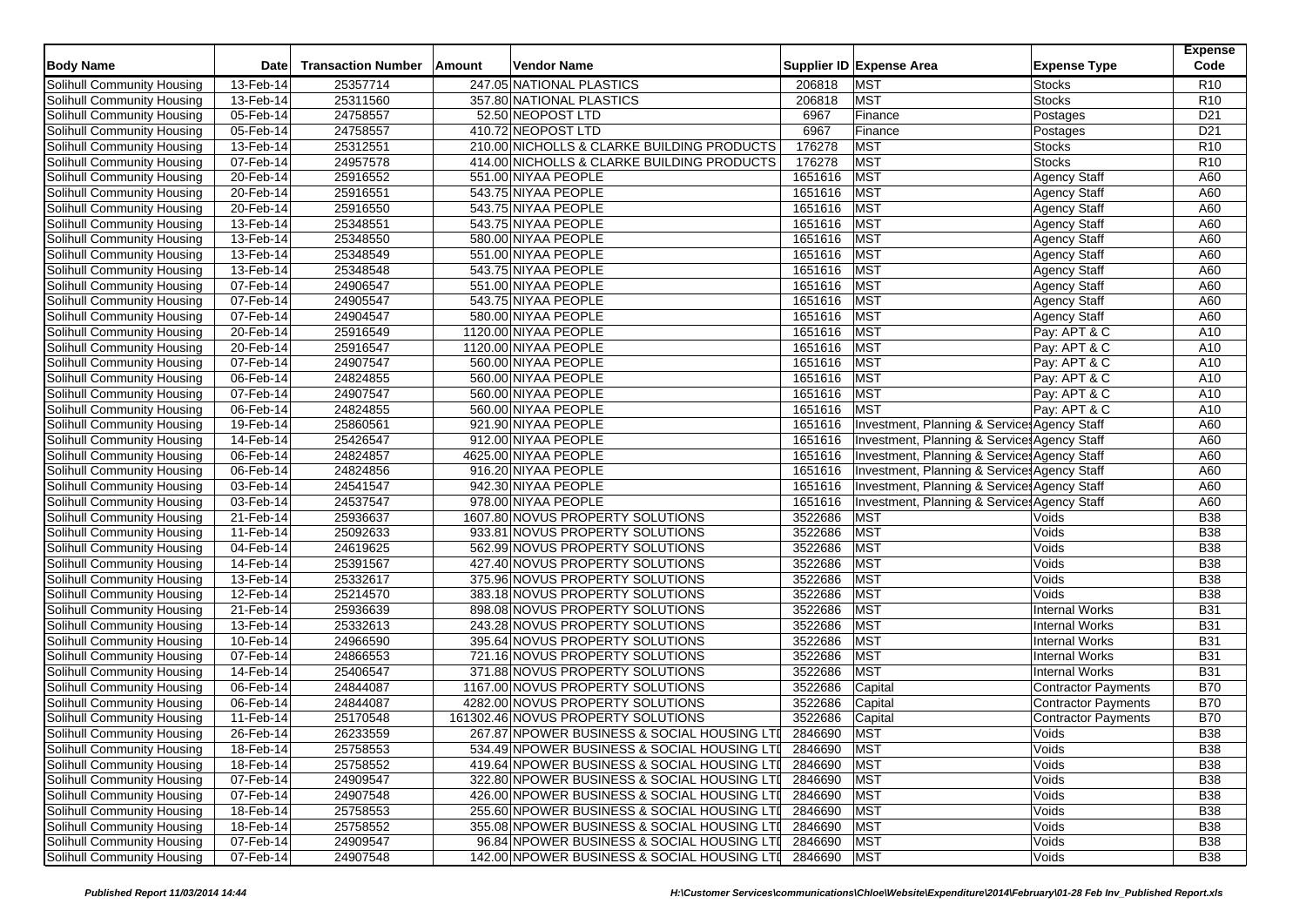| Body Name | Date | Transaction Number | Amount | Vendor Name | Supplier ID | Expense Area | Expense Type | Expense Code |
|---|---|---|---|---|---|---|---|---|
| Solihull Community Housing | 13-Feb-14 | 25357714 | 247.05 | NATIONAL PLASTICS | 206818 | MST | Stocks | R10 |
| Solihull Community Housing | 13-Feb-14 | 25311560 | 357.80 | NATIONAL PLASTICS | 206818 | MST | Stocks | R10 |
| Solihull Community Housing | 05-Feb-14 | 24758557 | 52.50 | NEOPOST LTD | 6967 | Finance | Postages | D21 |
| Solihull Community Housing | 05-Feb-14 | 24758557 | 410.72 | NEOPOST LTD | 6967 | Finance | Postages | D21 |
| Solihull Community Housing | 13-Feb-14 | 25312551 | 210.00 | NICHOLLS & CLARKE BUILDING PRODUCTS | 176278 | MST | Stocks | R10 |
| Solihull Community Housing | 07-Feb-14 | 24957578 | 414.00 | NICHOLLS & CLARKE BUILDING PRODUCTS | 176278 | MST | Stocks | R10 |
| Solihull Community Housing | 20-Feb-14 | 25916552 | 551.00 | NIYAA PEOPLE | 1651616 | MST | Agency Staff | A60 |
| Solihull Community Housing | 20-Feb-14 | 25916551 | 543.75 | NIYAA PEOPLE | 1651616 | MST | Agency Staff | A60 |
| Solihull Community Housing | 20-Feb-14 | 25916550 | 543.75 | NIYAA PEOPLE | 1651616 | MST | Agency Staff | A60 |
| Solihull Community Housing | 13-Feb-14 | 25348551 | 543.75 | NIYAA PEOPLE | 1651616 | MST | Agency Staff | A60 |
| Solihull Community Housing | 13-Feb-14 | 25348550 | 580.00 | NIYAA PEOPLE | 1651616 | MST | Agency Staff | A60 |
| Solihull Community Housing | 13-Feb-14 | 25348549 | 551.00 | NIYAA PEOPLE | 1651616 | MST | Agency Staff | A60 |
| Solihull Community Housing | 13-Feb-14 | 25348548 | 543.75 | NIYAA PEOPLE | 1651616 | MST | Agency Staff | A60 |
| Solihull Community Housing | 07-Feb-14 | 24906547 | 551.00 | NIYAA PEOPLE | 1651616 | MST | Agency Staff | A60 |
| Solihull Community Housing | 07-Feb-14 | 24905547 | 543.75 | NIYAA PEOPLE | 1651616 | MST | Agency Staff | A60 |
| Solihull Community Housing | 07-Feb-14 | 24904547 | 580.00 | NIYAA PEOPLE | 1651616 | MST | Agency Staff | A60 |
| Solihull Community Housing | 20-Feb-14 | 25916549 | 1120.00 | NIYAA PEOPLE | 1651616 | MST | Pay: APT & C | A10 |
| Solihull Community Housing | 20-Feb-14 | 25916547 | 1120.00 | NIYAA PEOPLE | 1651616 | MST | Pay: APT & C | A10 |
| Solihull Community Housing | 07-Feb-14 | 24907547 | 560.00 | NIYAA PEOPLE | 1651616 | MST | Pay: APT & C | A10 |
| Solihull Community Housing | 06-Feb-14 | 24824855 | 560.00 | NIYAA PEOPLE | 1651616 | MST | Pay: APT & C | A10 |
| Solihull Community Housing | 07-Feb-14 | 24907547 | 560.00 | NIYAA PEOPLE | 1651616 | MST | Pay: APT & C | A10 |
| Solihull Community Housing | 06-Feb-14 | 24824855 | 560.00 | NIYAA PEOPLE | 1651616 | MST | Pay: APT & C | A10 |
| Solihull Community Housing | 19-Feb-14 | 25860561 | 921.90 | NIYAA PEOPLE | 1651616 | Investment, Planning & Services | Agency Staff | A60 |
| Solihull Community Housing | 14-Feb-14 | 25426547 | 912.00 | NIYAA PEOPLE | 1651616 | Investment, Planning & Services | Agency Staff | A60 |
| Solihull Community Housing | 06-Feb-14 | 24824857 | 4625.00 | NIYAA PEOPLE | 1651616 | Investment, Planning & Services | Agency Staff | A60 |
| Solihull Community Housing | 06-Feb-14 | 24824856 | 916.20 | NIYAA PEOPLE | 1651616 | Investment, Planning & Services | Agency Staff | A60 |
| Solihull Community Housing | 03-Feb-14 | 24541547 | 942.30 | NIYAA PEOPLE | 1651616 | Investment, Planning & Services | Agency Staff | A60 |
| Solihull Community Housing | 03-Feb-14 | 24537547 | 978.00 | NIYAA PEOPLE | 1651616 | Investment, Planning & Services | Agency Staff | A60 |
| Solihull Community Housing | 21-Feb-14 | 25936637 | 1607.80 | NOVUS PROPERTY SOLUTIONS | 3522686 | MST | Voids | B38 |
| Solihull Community Housing | 11-Feb-14 | 25092633 | 933.81 | NOVUS PROPERTY SOLUTIONS | 3522686 | MST | Voids | B38 |
| Solihull Community Housing | 04-Feb-14 | 24619625 | 562.99 | NOVUS PROPERTY SOLUTIONS | 3522686 | MST | Voids | B38 |
| Solihull Community Housing | 14-Feb-14 | 25391567 | 427.40 | NOVUS PROPERTY SOLUTIONS | 3522686 | MST | Voids | B38 |
| Solihull Community Housing | 13-Feb-14 | 25332617 | 375.96 | NOVUS PROPERTY SOLUTIONS | 3522686 | MST | Voids | B38 |
| Solihull Community Housing | 12-Feb-14 | 25214570 | 383.18 | NOVUS PROPERTY SOLUTIONS | 3522686 | MST | Voids | B38 |
| Solihull Community Housing | 21-Feb-14 | 25936639 | 898.08 | NOVUS PROPERTY SOLUTIONS | 3522686 | MST | Internal Works | B31 |
| Solihull Community Housing | 13-Feb-14 | 25332613 | 243.28 | NOVUS PROPERTY SOLUTIONS | 3522686 | MST | Internal Works | B31 |
| Solihull Community Housing | 10-Feb-14 | 24966590 | 395.64 | NOVUS PROPERTY SOLUTIONS | 3522686 | MST | Internal Works | B31 |
| Solihull Community Housing | 07-Feb-14 | 24866553 | 721.16 | NOVUS PROPERTY SOLUTIONS | 3522686 | MST | Internal Works | B31 |
| Solihull Community Housing | 14-Feb-14 | 25406547 | 371.88 | NOVUS PROPERTY SOLUTIONS | 3522686 | MST | Internal Works | B31 |
| Solihull Community Housing | 06-Feb-14 | 24844087 | 1167.00 | NOVUS PROPERTY SOLUTIONS | 3522686 | Capital | Contractor Payments | B70 |
| Solihull Community Housing | 06-Feb-14 | 24844087 | 4282.00 | NOVUS PROPERTY SOLUTIONS | 3522686 | Capital | Contractor Payments | B70 |
| Solihull Community Housing | 11-Feb-14 | 25170548 | 161302.46 | NOVUS PROPERTY SOLUTIONS | 3522686 | Capital | Contractor Payments | B70 |
| Solihull Community Housing | 26-Feb-14 | 26233559 | 267.87 | NPOWER BUSINESS & SOCIAL HOUSING LTD | 2846690 | MST | Voids | B38 |
| Solihull Community Housing | 18-Feb-14 | 25758553 | 534.49 | NPOWER BUSINESS & SOCIAL HOUSING LTD | 2846690 | MST | Voids | B38 |
| Solihull Community Housing | 18-Feb-14 | 25758552 | 419.64 | NPOWER BUSINESS & SOCIAL HOUSING LTD | 2846690 | MST | Voids | B38 |
| Solihull Community Housing | 07-Feb-14 | 24909547 | 322.80 | NPOWER BUSINESS & SOCIAL HOUSING LTD | 2846690 | MST | Voids | B38 |
| Solihull Community Housing | 07-Feb-14 | 24907548 | 426.00 | NPOWER BUSINESS & SOCIAL HOUSING LTD | 2846690 | MST | Voids | B38 |
| Solihull Community Housing | 18-Feb-14 | 25758553 | 255.60 | NPOWER BUSINESS & SOCIAL HOUSING LTD | 2846690 | MST | Voids | B38 |
| Solihull Community Housing | 18-Feb-14 | 25758552 | 355.08 | NPOWER BUSINESS & SOCIAL HOUSING LTD | 2846690 | MST | Voids | B38 |
| Solihull Community Housing | 07-Feb-14 | 24909547 | 96.84 | NPOWER BUSINESS & SOCIAL HOUSING LTD | 2846690 | MST | Voids | B38 |
| Solihull Community Housing | 07-Feb-14 | 24907548 | 142.00 | NPOWER BUSINESS & SOCIAL HOUSING LTD | 2846690 | MST | Voids | B38 |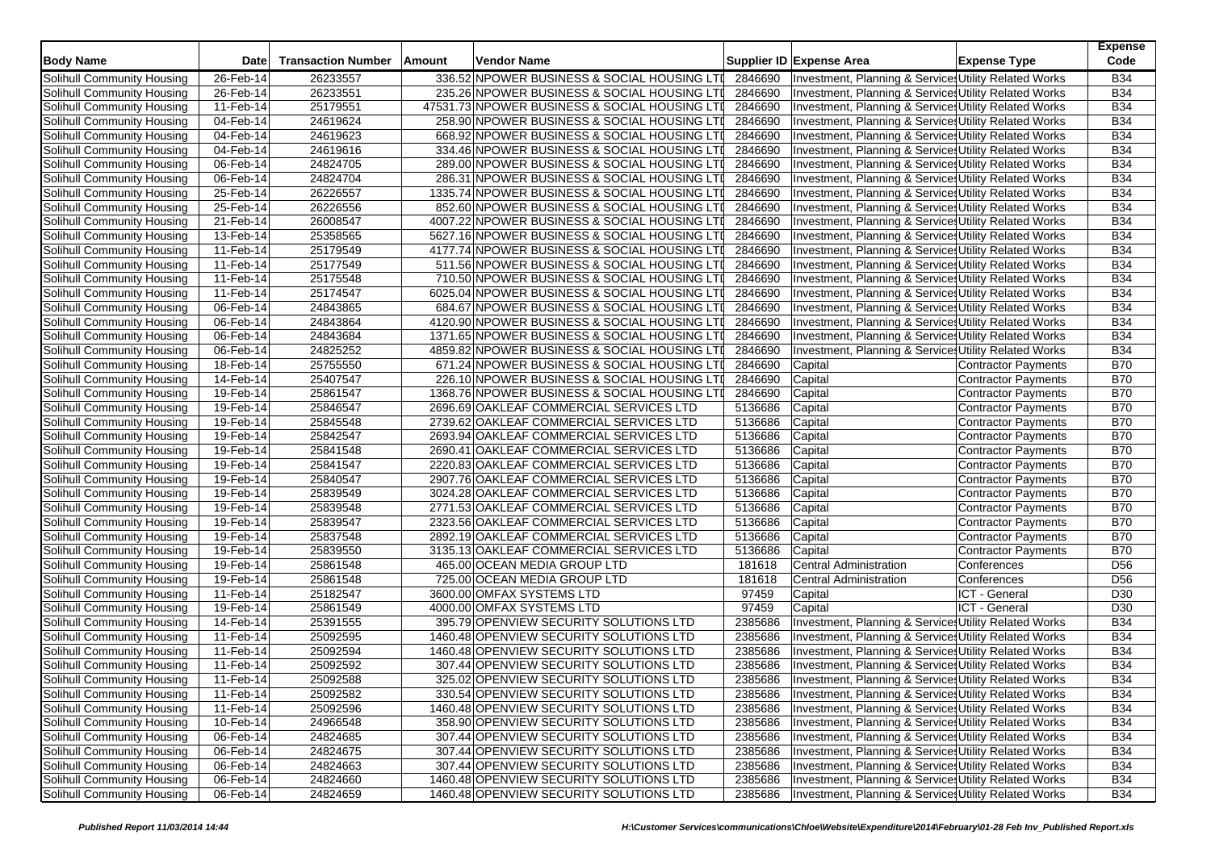| Body Name | Date | Transaction Number | Amount | Vendor Name | Supplier ID | Expense Area | Expense Type | Expense Code |
|---|---|---|---|---|---|---|---|---|
| Solihull Community Housing | 26-Feb-14 | 26233557 | 336.52 | NPOWER BUSINESS & SOCIAL HOUSING LTD | 2846690 | Investment, Planning & Services | Utility Related Works | B34 |
| Solihull Community Housing | 26-Feb-14 | 26233551 | 235.26 | NPOWER BUSINESS & SOCIAL HOUSING LTD | 2846690 | Investment, Planning & Services | Utility Related Works | B34 |
| Solihull Community Housing | 11-Feb-14 | 25179551 | 47531.73 | NPOWER BUSINESS & SOCIAL HOUSING LTD | 2846690 | Investment, Planning & Services | Utility Related Works | B34 |
| Solihull Community Housing | 04-Feb-14 | 24619624 | 258.90 | NPOWER BUSINESS & SOCIAL HOUSING LTD | 2846690 | Investment, Planning & Services | Utility Related Works | B34 |
| Solihull Community Housing | 04-Feb-14 | 24619623 | 668.92 | NPOWER BUSINESS & SOCIAL HOUSING LTD | 2846690 | Investment, Planning & Services | Utility Related Works | B34 |
| Solihull Community Housing | 04-Feb-14 | 24619616 | 334.46 | NPOWER BUSINESS & SOCIAL HOUSING LTD | 2846690 | Investment, Planning & Services | Utility Related Works | B34 |
| Solihull Community Housing | 06-Feb-14 | 24824705 | 289.00 | NPOWER BUSINESS & SOCIAL HOUSING LTD | 2846690 | Investment, Planning & Services | Utility Related Works | B34 |
| Solihull Community Housing | 06-Feb-14 | 24824704 | 286.31 | NPOWER BUSINESS & SOCIAL HOUSING LTD | 2846690 | Investment, Planning & Services | Utility Related Works | B34 |
| Solihull Community Housing | 25-Feb-14 | 26226557 | 1335.74 | NPOWER BUSINESS & SOCIAL HOUSING LTD | 2846690 | Investment, Planning & Services | Utility Related Works | B34 |
| Solihull Community Housing | 25-Feb-14 | 26226556 | 852.60 | NPOWER BUSINESS & SOCIAL HOUSING LTD | 2846690 | Investment, Planning & Services | Utility Related Works | B34 |
| Solihull Community Housing | 21-Feb-14 | 26008547 | 4007.22 | NPOWER BUSINESS & SOCIAL HOUSING LTD | 2846690 | Investment, Planning & Services | Utility Related Works | B34 |
| Solihull Community Housing | 13-Feb-14 | 25358565 | 5627.16 | NPOWER BUSINESS & SOCIAL HOUSING LTD | 2846690 | Investment, Planning & Services | Utility Related Works | B34 |
| Solihull Community Housing | 11-Feb-14 | 25179549 | 4177.74 | NPOWER BUSINESS & SOCIAL HOUSING LTD | 2846690 | Investment, Planning & Services | Utility Related Works | B34 |
| Solihull Community Housing | 11-Feb-14 | 25177549 | 511.56 | NPOWER BUSINESS & SOCIAL HOUSING LTD | 2846690 | Investment, Planning & Services | Utility Related Works | B34 |
| Solihull Community Housing | 11-Feb-14 | 25175548 | 710.50 | NPOWER BUSINESS & SOCIAL HOUSING LTD | 2846690 | Investment, Planning & Services | Utility Related Works | B34 |
| Solihull Community Housing | 11-Feb-14 | 25174547 | 6025.04 | NPOWER BUSINESS & SOCIAL HOUSING LTD | 2846690 | Investment, Planning & Services | Utility Related Works | B34 |
| Solihull Community Housing | 06-Feb-14 | 24843865 | 684.67 | NPOWER BUSINESS & SOCIAL HOUSING LTD | 2846690 | Investment, Planning & Services | Utility Related Works | B34 |
| Solihull Community Housing | 06-Feb-14 | 24843864 | 4120.90 | NPOWER BUSINESS & SOCIAL HOUSING LTD | 2846690 | Investment, Planning & Services | Utility Related Works | B34 |
| Solihull Community Housing | 06-Feb-14 | 24843684 | 1371.65 | NPOWER BUSINESS & SOCIAL HOUSING LTD | 2846690 | Investment, Planning & Services | Utility Related Works | B34 |
| Solihull Community Housing | 06-Feb-14 | 24825252 | 4859.82 | NPOWER BUSINESS & SOCIAL HOUSING LTD | 2846690 | Investment, Planning & Services | Utility Related Works | B34 |
| Solihull Community Housing | 18-Feb-14 | 25755550 | 671.24 | NPOWER BUSINESS & SOCIAL HOUSING LTD | 2846690 | Capital | Contractor Payments | B70 |
| Solihull Community Housing | 14-Feb-14 | 25407547 | 226.10 | NPOWER BUSINESS & SOCIAL HOUSING LTD | 2846690 | Capital | Contractor Payments | B70 |
| Solihull Community Housing | 19-Feb-14 | 25861547 | 1368.76 | NPOWER BUSINESS & SOCIAL HOUSING LTD | 2846690 | Capital | Contractor Payments | B70 |
| Solihull Community Housing | 19-Feb-14 | 25846547 | 2696.69 | OAKLEAF COMMERCIAL SERVICES LTD | 5136686 | Capital | Contractor Payments | B70 |
| Solihull Community Housing | 19-Feb-14 | 25845548 | 2739.62 | OAKLEAF COMMERCIAL SERVICES LTD | 5136686 | Capital | Contractor Payments | B70 |
| Solihull Community Housing | 19-Feb-14 | 25842547 | 2693.94 | OAKLEAF COMMERCIAL SERVICES LTD | 5136686 | Capital | Contractor Payments | B70 |
| Solihull Community Housing | 19-Feb-14 | 25841548 | 2690.41 | OAKLEAF COMMERCIAL SERVICES LTD | 5136686 | Capital | Contractor Payments | B70 |
| Solihull Community Housing | 19-Feb-14 | 25841547 | 2220.83 | OAKLEAF COMMERCIAL SERVICES LTD | 5136686 | Capital | Contractor Payments | B70 |
| Solihull Community Housing | 19-Feb-14 | 25840547 | 2907.76 | OAKLEAF COMMERCIAL SERVICES LTD | 5136686 | Capital | Contractor Payments | B70 |
| Solihull Community Housing | 19-Feb-14 | 25839549 | 3024.28 | OAKLEAF COMMERCIAL SERVICES LTD | 5136686 | Capital | Contractor Payments | B70 |
| Solihull Community Housing | 19-Feb-14 | 25839548 | 2771.53 | OAKLEAF COMMERCIAL SERVICES LTD | 5136686 | Capital | Contractor Payments | B70 |
| Solihull Community Housing | 19-Feb-14 | 25839547 | 2323.56 | OAKLEAF COMMERCIAL SERVICES LTD | 5136686 | Capital | Contractor Payments | B70 |
| Solihull Community Housing | 19-Feb-14 | 25837548 | 2892.19 | OAKLEAF COMMERCIAL SERVICES LTD | 5136686 | Capital | Contractor Payments | B70 |
| Solihull Community Housing | 19-Feb-14 | 25839550 | 3135.13 | OAKLEAF COMMERCIAL SERVICES LTD | 5136686 | Capital | Contractor Payments | B70 |
| Solihull Community Housing | 19-Feb-14 | 25861548 | 465.00 | OCEAN MEDIA GROUP LTD | 181618 | Central Administration | Conferences | D56 |
| Solihull Community Housing | 19-Feb-14 | 25861548 | 725.00 | OCEAN MEDIA GROUP LTD | 181618 | Central Administration | Conferences | D56 |
| Solihull Community Housing | 11-Feb-14 | 25182547 | 3600.00 | OMFAX SYSTEMS LTD | 97459 | Capital | ICT - General | D30 |
| Solihull Community Housing | 19-Feb-14 | 25861549 | 4000.00 | OMFAX SYSTEMS LTD | 97459 | Capital | ICT - General | D30 |
| Solihull Community Housing | 14-Feb-14 | 25391555 | 395.79 | OPENVIEW SECURITY SOLUTIONS LTD | 2385686 | Investment, Planning & Services | Utility Related Works | B34 |
| Solihull Community Housing | 11-Feb-14 | 25092595 | 1460.48 | OPENVIEW SECURITY SOLUTIONS LTD | 2385686 | Investment, Planning & Services | Utility Related Works | B34 |
| Solihull Community Housing | 11-Feb-14 | 25092594 | 1460.48 | OPENVIEW SECURITY SOLUTIONS LTD | 2385686 | Investment, Planning & Services | Utility Related Works | B34 |
| Solihull Community Housing | 11-Feb-14 | 25092592 | 307.44 | OPENVIEW SECURITY SOLUTIONS LTD | 2385686 | Investment, Planning & Services | Utility Related Works | B34 |
| Solihull Community Housing | 11-Feb-14 | 25092588 | 325.02 | OPENVIEW SECURITY SOLUTIONS LTD | 2385686 | Investment, Planning & Services | Utility Related Works | B34 |
| Solihull Community Housing | 11-Feb-14 | 25092582 | 330.54 | OPENVIEW SECURITY SOLUTIONS LTD | 2385686 | Investment, Planning & Services | Utility Related Works | B34 |
| Solihull Community Housing | 11-Feb-14 | 25092596 | 1460.48 | OPENVIEW SECURITY SOLUTIONS LTD | 2385686 | Investment, Planning & Services | Utility Related Works | B34 |
| Solihull Community Housing | 10-Feb-14 | 24966548 | 358.90 | OPENVIEW SECURITY SOLUTIONS LTD | 2385686 | Investment, Planning & Services | Utility Related Works | B34 |
| Solihull Community Housing | 06-Feb-14 | 24824685 | 307.44 | OPENVIEW SECURITY SOLUTIONS LTD | 2385686 | Investment, Planning & Services | Utility Related Works | B34 |
| Solihull Community Housing | 06-Feb-14 | 24824675 | 307.44 | OPENVIEW SECURITY SOLUTIONS LTD | 2385686 | Investment, Planning & Services | Utility Related Works | B34 |
| Solihull Community Housing | 06-Feb-14 | 24824663 | 307.44 | OPENVIEW SECURITY SOLUTIONS LTD | 2385686 | Investment, Planning & Services | Utility Related Works | B34 |
| Solihull Community Housing | 06-Feb-14 | 24824660 | 1460.48 | OPENVIEW SECURITY SOLUTIONS LTD | 2385686 | Investment, Planning & Services | Utility Related Works | B34 |
| Solihull Community Housing | 06-Feb-14 | 24824659 | 1460.48 | OPENVIEW SECURITY SOLUTIONS LTD | 2385686 | Investment, Planning & Services | Utility Related Works | B34 |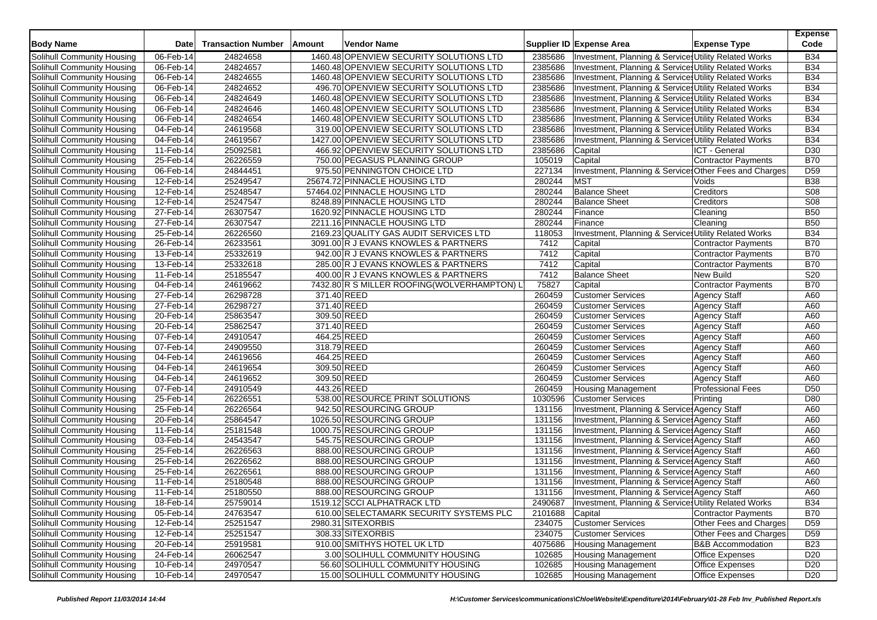| Body Name | Date | Transaction Number | Amount | Vendor Name | Supplier ID | Expense Area | Expense Type | Expense Code |
|---|---|---|---|---|---|---|---|---|
| Solihull Community Housing | 06-Feb-14 | 24824658 | 1460.48 | OPENVIEW SECURITY SOLUTIONS LTD | 2385686 | Investment, Planning & Services | Utility Related Works | B34 |
| Solihull Community Housing | 06-Feb-14 | 24824657 | 1460.48 | OPENVIEW SECURITY SOLUTIONS LTD | 2385686 | Investment, Planning & Services | Utility Related Works | B34 |
| Solihull Community Housing | 06-Feb-14 | 24824655 | 1460.48 | OPENVIEW SECURITY SOLUTIONS LTD | 2385686 | Investment, Planning & Services | Utility Related Works | B34 |
| Solihull Community Housing | 06-Feb-14 | 24824652 | 496.70 | OPENVIEW SECURITY SOLUTIONS LTD | 2385686 | Investment, Planning & Services | Utility Related Works | B34 |
| Solihull Community Housing | 06-Feb-14 | 24824649 | 1460.48 | OPENVIEW SECURITY SOLUTIONS LTD | 2385686 | Investment, Planning & Services | Utility Related Works | B34 |
| Solihull Community Housing | 06-Feb-14 | 24824646 | 1460.48 | OPENVIEW SECURITY SOLUTIONS LTD | 2385686 | Investment, Planning & Services | Utility Related Works | B34 |
| Solihull Community Housing | 06-Feb-14 | 24824654 | 1460.48 | OPENVIEW SECURITY SOLUTIONS LTD | 2385686 | Investment, Planning & Services | Utility Related Works | B34 |
| Solihull Community Housing | 04-Feb-14 | 24619568 | 319.00 | OPENVIEW SECURITY SOLUTIONS LTD | 2385686 | Investment, Planning & Services | Utility Related Works | B34 |
| Solihull Community Housing | 04-Feb-14 | 24619567 | 1427.00 | OPENVIEW SECURITY SOLUTIONS LTD | 2385686 | Investment, Planning & Services | Utility Related Works | B34 |
| Solihull Community Housing | 11-Feb-14 | 25092581 | 466.92 | OPENVIEW SECURITY SOLUTIONS LTD | 2385686 | Capital | ICT - General | D30 |
| Solihull Community Housing | 25-Feb-14 | 26226559 | 750.00 | PEGASUS PLANNING GROUP | 105019 | Capital | Contractor Payments | B70 |
| Solihull Community Housing | 06-Feb-14 | 24844451 | 975.50 | PENNINGTON CHOICE LTD | 227134 | Investment, Planning & Services | Other Fees and Charges | D59 |
| Solihull Community Housing | 12-Feb-14 | 25249547 | 25674.72 | PINNACLE HOUSING LTD | 280244 | MST | Voids | B38 |
| Solihull Community Housing | 12-Feb-14 | 25248547 | 57464.02 | PINNACLE HOUSING LTD | 280244 | Balance Sheet | Creditors | S08 |
| Solihull Community Housing | 12-Feb-14 | 25247547 | 8248.89 | PINNACLE HOUSING LTD | 280244 | Balance Sheet | Creditors | S08 |
| Solihull Community Housing | 27-Feb-14 | 26307547 | 1620.92 | PINNACLE HOUSING LTD | 280244 | Finance | Cleaning | B50 |
| Solihull Community Housing | 27-Feb-14 | 26307547 | 2211.16 | PINNACLE HOUSING LTD | 280244 | Finance | Cleaning | B50 |
| Solihull Community Housing | 25-Feb-14 | 26226560 | 2169.23 | QUALITY GAS AUDIT SERVICES LTD | 118053 | Investment, Planning & Services | Utility Related Works | B34 |
| Solihull Community Housing | 26-Feb-14 | 26233561 | 3091.00 | R J EVANS KNOWLES & PARTNERS | 7412 | Capital | Contractor Payments | B70 |
| Solihull Community Housing | 13-Feb-14 | 25332619 | 942.00 | R J EVANS KNOWLES & PARTNERS | 7412 | Capital | Contractor Payments | B70 |
| Solihull Community Housing | 13-Feb-14 | 25332618 | 285.00 | R J EVANS KNOWLES & PARTNERS | 7412 | Capital | Contractor Payments | B70 |
| Solihull Community Housing | 11-Feb-14 | 25185547 | 400.00 | R J EVANS KNOWLES & PARTNERS | 7412 | Balance Sheet | New Build | S20 |
| Solihull Community Housing | 04-Feb-14 | 24619662 | 7432.80 | R S MILLER ROOFING(WOLVERHAMPTON) L | 75827 | Capital | Contractor Payments | B70 |
| Solihull Community Housing | 27-Feb-14 | 26298728 | 371.40 | REED | 260459 | Customer Services | Agency Staff | A60 |
| Solihull Community Housing | 27-Feb-14 | 26298727 | 371.40 | REED | 260459 | Customer Services | Agency Staff | A60 |
| Solihull Community Housing | 20-Feb-14 | 25863547 | 309.50 | REED | 260459 | Customer Services | Agency Staff | A60 |
| Solihull Community Housing | 20-Feb-14 | 25862547 | 371.40 | REED | 260459 | Customer Services | Agency Staff | A60 |
| Solihull Community Housing | 07-Feb-14 | 24910547 | 464.25 | REED | 260459 | Customer Services | Agency Staff | A60 |
| Solihull Community Housing | 07-Feb-14 | 24909550 | 318.79 | REED | 260459 | Customer Services | Agency Staff | A60 |
| Solihull Community Housing | 04-Feb-14 | 24619656 | 464.25 | REED | 260459 | Customer Services | Agency Staff | A60 |
| Solihull Community Housing | 04-Feb-14 | 24619654 | 309.50 | REED | 260459 | Customer Services | Agency Staff | A60 |
| Solihull Community Housing | 04-Feb-14 | 24619652 | 309.50 | REED | 260459 | Customer Services | Agency Staff | A60 |
| Solihull Community Housing | 07-Feb-14 | 24910549 | 443.26 | REED | 260459 | Housing Management | Professional Fees | D50 |
| Solihull Community Housing | 25-Feb-14 | 26226551 | 538.00 | RESOURCE PRINT SOLUTIONS | 1030596 | Customer Services | Printing | D80 |
| Solihull Community Housing | 25-Feb-14 | 26226564 | 942.50 | RESOURCING GROUP | 131156 | Investment, Planning & Services | Agency Staff | A60 |
| Solihull Community Housing | 20-Feb-14 | 25864547 | 1026.50 | RESOURCING GROUP | 131156 | Investment, Planning & Services | Agency Staff | A60 |
| Solihull Community Housing | 11-Feb-14 | 25181548 | 1000.75 | RESOURCING GROUP | 131156 | Investment, Planning & Services | Agency Staff | A60 |
| Solihull Community Housing | 03-Feb-14 | 24543547 | 545.75 | RESOURCING GROUP | 131156 | Investment, Planning & Services | Agency Staff | A60 |
| Solihull Community Housing | 25-Feb-14 | 26226563 | 888.00 | RESOURCING GROUP | 131156 | Investment, Planning & Services | Agency Staff | A60 |
| Solihull Community Housing | 25-Feb-14 | 26226562 | 888.00 | RESOURCING GROUP | 131156 | Investment, Planning & Services | Agency Staff | A60 |
| Solihull Community Housing | 25-Feb-14 | 26226561 | 888.00 | RESOURCING GROUP | 131156 | Investment, Planning & Services | Agency Staff | A60 |
| Solihull Community Housing | 11-Feb-14 | 25180548 | 888.00 | RESOURCING GROUP | 131156 | Investment, Planning & Services | Agency Staff | A60 |
| Solihull Community Housing | 11-Feb-14 | 25180550 | 888.00 | RESOURCING GROUP | 131156 | Investment, Planning & Services | Agency Staff | A60 |
| Solihull Community Housing | 18-Feb-14 | 25759014 | 1519.12 | SCCI ALPHATRACK LTD | 2490687 | Investment, Planning & Services | Utility Related Works | B34 |
| Solihull Community Housing | 05-Feb-14 | 24763547 | 610.00 | SELECTAMARK SECURITY SYSTEMS PLC | 2101688 | Capital | Contractor Payments | B70 |
| Solihull Community Housing | 12-Feb-14 | 25251547 | 2980.31 | SITEXORBIS | 234075 | Customer Services | Other Fees and Charges | D59 |
| Solihull Community Housing | 12-Feb-14 | 25251547 | 308.33 | SITEXORBIS | 234075 | Customer Services | Other Fees and Charges | D59 |
| Solihull Community Housing | 20-Feb-14 | 25919581 | 910.00 | SMITHYS HOTEL UK LTD | 4075686 | Housing Management | B&B Accommodation | B23 |
| Solihull Community Housing | 24-Feb-14 | 26062547 | 3.00 | SOLIHULL COMMUNITY HOUSING | 102685 | Housing Management | Office Expenses | D20 |
| Solihull Community Housing | 10-Feb-14 | 24970547 | 56.60 | SOLIHULL COMMUNITY HOUSING | 102685 | Housing Management | Office Expenses | D20 |
| Solihull Community Housing | 10-Feb-14 | 24970547 | 15.00 | SOLIHULL COMMUNITY HOUSING | 102685 | Housing Management | Office Expenses | D20 |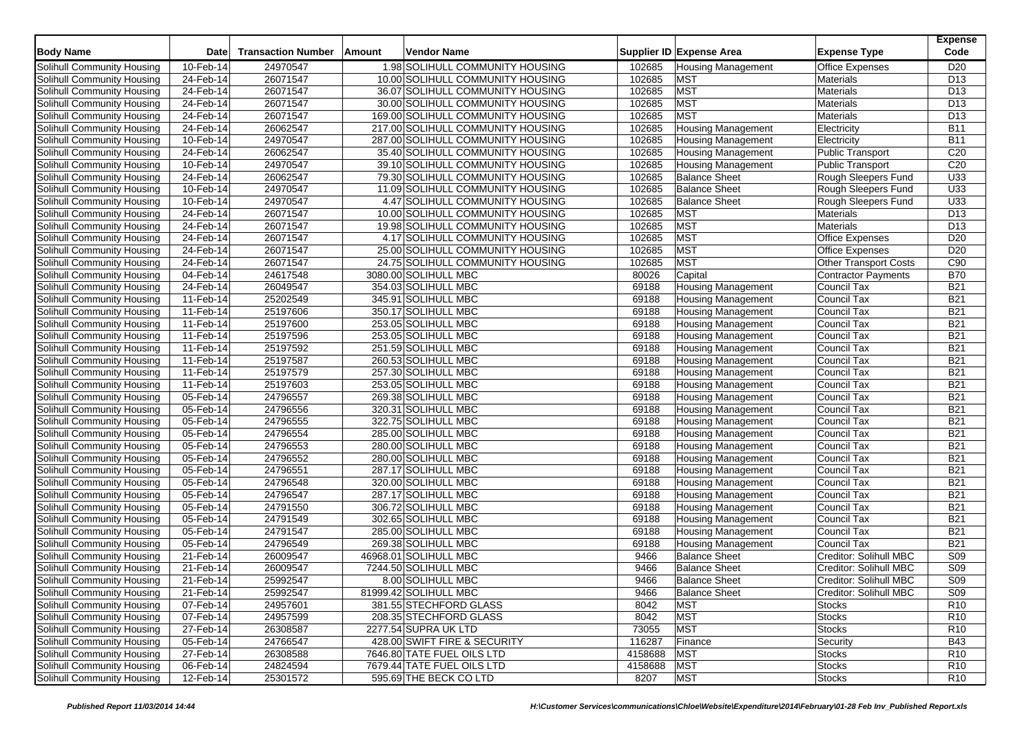| Body Name | Date | Transaction Number | Amount | Vendor Name | Supplier ID | Expense Area | Expense Type | Expense Code |
|---|---|---|---|---|---|---|---|---|
| Solihull Community Housing | 10-Feb-14 | 24970547 | 1.98 | SOLIHULL COMMUNITY HOUSING | 102685 | Housing Management | Office Expenses | D20 |
| Solihull Community Housing | 24-Feb-14 | 26071547 | 10.00 | SOLIHULL COMMUNITY HOUSING | 102685 | MST | Materials | D13 |
| Solihull Community Housing | 24-Feb-14 | 26071547 | 36.07 | SOLIHULL COMMUNITY HOUSING | 102685 | MST | Materials | D13 |
| Solihull Community Housing | 24-Feb-14 | 26071547 | 30.00 | SOLIHULL COMMUNITY HOUSING | 102685 | MST | Materials | D13 |
| Solihull Community Housing | 24-Feb-14 | 26071547 | 169.00 | SOLIHULL COMMUNITY HOUSING | 102685 | MST | Materials | D13 |
| Solihull Community Housing | 24-Feb-14 | 26062547 | 217.00 | SOLIHULL COMMUNITY HOUSING | 102685 | Housing Management | Electricity | B11 |
| Solihull Community Housing | 10-Feb-14 | 24970547 | 287.00 | SOLIHULL COMMUNITY HOUSING | 102685 | Housing Management | Electricity | B11 |
| Solihull Community Housing | 24-Feb-14 | 26062547 | 35.40 | SOLIHULL COMMUNITY HOUSING | 102685 | Housing Management | Public Transport | C20 |
| Solihull Community Housing | 10-Feb-14 | 24970547 | 39.10 | SOLIHULL COMMUNITY HOUSING | 102685 | Housing Management | Public Transport | C20 |
| Solihull Community Housing | 24-Feb-14 | 26062547 | 79.30 | SOLIHULL COMMUNITY HOUSING | 102685 | Balance Sheet | Rough Sleepers Fund | U33 |
| Solihull Community Housing | 10-Feb-14 | 24970547 | 11.09 | SOLIHULL COMMUNITY HOUSING | 102685 | Balance Sheet | Rough Sleepers Fund | U33 |
| Solihull Community Housing | 10-Feb-14 | 24970547 | 4.47 | SOLIHULL COMMUNITY HOUSING | 102685 | Balance Sheet | Rough Sleepers Fund | U33 |
| Solihull Community Housing | 24-Feb-14 | 26071547 | 10.00 | SOLIHULL COMMUNITY HOUSING | 102685 | MST | Materials | D13 |
| Solihull Community Housing | 24-Feb-14 | 26071547 | 19.98 | SOLIHULL COMMUNITY HOUSING | 102685 | MST | Materials | D13 |
| Solihull Community Housing | 24-Feb-14 | 26071547 | 4.17 | SOLIHULL COMMUNITY HOUSING | 102685 | MST | Office Expenses | D20 |
| Solihull Community Housing | 24-Feb-14 | 26071547 | 25.00 | SOLIHULL COMMUNITY HOUSING | 102685 | MST | Office Expenses | D20 |
| Solihull Community Housing | 24-Feb-14 | 26071547 | 24.75 | SOLIHULL COMMUNITY HOUSING | 102685 | MST | Other Transport Costs | C90 |
| Solihull Community Housing | 04-Feb-14 | 24617548 | 3080.00 | SOLIHULL MBC | 80026 | Capital | Contractor Payments | B70 |
| Solihull Community Housing | 24-Feb-14 | 26049547 | 354.03 | SOLIHULL MBC | 69188 | Housing Management | Council Tax | B21 |
| Solihull Community Housing | 11-Feb-14 | 25202549 | 345.91 | SOLIHULL MBC | 69188 | Housing Management | Council Tax | B21 |
| Solihull Community Housing | 11-Feb-14 | 25197606 | 350.17 | SOLIHULL MBC | 69188 | Housing Management | Council Tax | B21 |
| Solihull Community Housing | 11-Feb-14 | 25197600 | 253.05 | SOLIHULL MBC | 69188 | Housing Management | Council Tax | B21 |
| Solihull Community Housing | 11-Feb-14 | 25197596 | 253.05 | SOLIHULL MBC | 69188 | Housing Management | Council Tax | B21 |
| Solihull Community Housing | 11-Feb-14 | 25197592 | 251.59 | SOLIHULL MBC | 69188 | Housing Management | Council Tax | B21 |
| Solihull Community Housing | 11-Feb-14 | 25197587 | 260.53 | SOLIHULL MBC | 69188 | Housing Management | Council Tax | B21 |
| Solihull Community Housing | 11-Feb-14 | 25197579 | 257.30 | SOLIHULL MBC | 69188 | Housing Management | Council Tax | B21 |
| Solihull Community Housing | 11-Feb-14 | 25197603 | 253.05 | SOLIHULL MBC | 69188 | Housing Management | Council Tax | B21 |
| Solihull Community Housing | 05-Feb-14 | 24796557 | 269.38 | SOLIHULL MBC | 69188 | Housing Management | Council Tax | B21 |
| Solihull Community Housing | 05-Feb-14 | 24796556 | 320.31 | SOLIHULL MBC | 69188 | Housing Management | Council Tax | B21 |
| Solihull Community Housing | 05-Feb-14 | 24796555 | 322.75 | SOLIHULL MBC | 69188 | Housing Management | Council Tax | B21 |
| Solihull Community Housing | 05-Feb-14 | 24796554 | 285.00 | SOLIHULL MBC | 69188 | Housing Management | Council Tax | B21 |
| Solihull Community Housing | 05-Feb-14 | 24796553 | 280.00 | SOLIHULL MBC | 69188 | Housing Management | Council Tax | B21 |
| Solihull Community Housing | 05-Feb-14 | 24796552 | 280.00 | SOLIHULL MBC | 69188 | Housing Management | Council Tax | B21 |
| Solihull Community Housing | 05-Feb-14 | 24796551 | 287.17 | SOLIHULL MBC | 69188 | Housing Management | Council Tax | B21 |
| Solihull Community Housing | 05-Feb-14 | 24796548 | 320.00 | SOLIHULL MBC | 69188 | Housing Management | Council Tax | B21 |
| Solihull Community Housing | 05-Feb-14 | 24796547 | 287.17 | SOLIHULL MBC | 69188 | Housing Management | Council Tax | B21 |
| Solihull Community Housing | 05-Feb-14 | 24791550 | 306.72 | SOLIHULL MBC | 69188 | Housing Management | Council Tax | B21 |
| Solihull Community Housing | 05-Feb-14 | 24791549 | 302.65 | SOLIHULL MBC | 69188 | Housing Management | Council Tax | B21 |
| Solihull Community Housing | 05-Feb-14 | 24791547 | 285.00 | SOLIHULL MBC | 69188 | Housing Management | Council Tax | B21 |
| Solihull Community Housing | 05-Feb-14 | 24796549 | 269.38 | SOLIHULL MBC | 69188 | Housing Management | Council Tax | B21 |
| Solihull Community Housing | 21-Feb-14 | 26009547 | 46968.01 | SOLIHULL MBC | 9466 | Balance Sheet | Creditor: Solihull MBC | S09 |
| Solihull Community Housing | 21-Feb-14 | 26009547 | 7244.50 | SOLIHULL MBC | 9466 | Balance Sheet | Creditor: Solihull MBC | S09 |
| Solihull Community Housing | 21-Feb-14 | 25992547 | 8.00 | SOLIHULL MBC | 9466 | Balance Sheet | Creditor: Solihull MBC | S09 |
| Solihull Community Housing | 21-Feb-14 | 25992547 | 81999.42 | SOLIHULL MBC | 9466 | Balance Sheet | Creditor: Solihull MBC | S09 |
| Solihull Community Housing | 07-Feb-14 | 24957601 | 381.55 | STECHFORD GLASS | 8042 | MST | Stocks | R10 |
| Solihull Community Housing | 07-Feb-14 | 24957599 | 208.35 | STECHFORD GLASS | 8042 | MST | Stocks | R10 |
| Solihull Community Housing | 27-Feb-14 | 26308587 | 2277.54 | SUPRA UK LTD | 73055 | MST | Stocks | R10 |
| Solihull Community Housing | 05-Feb-14 | 24766547 | 428.00 | SWIFT FIRE & SECURITY | 116287 | Finance | Security | B43 |
| Solihull Community Housing | 27-Feb-14 | 26308588 | 7646.80 | TATE FUEL OILS LTD | 4158688 | MST | Stocks | R10 |
| Solihull Community Housing | 06-Feb-14 | 24824594 | 7679.44 | TATE FUEL OILS LTD | 4158688 | MST | Stocks | R10 |
| Solihull Community Housing | 12-Feb-14 | 25301572 | 595.69 | THE BECK CO LTD | 8207 | MST | Stocks | R10 |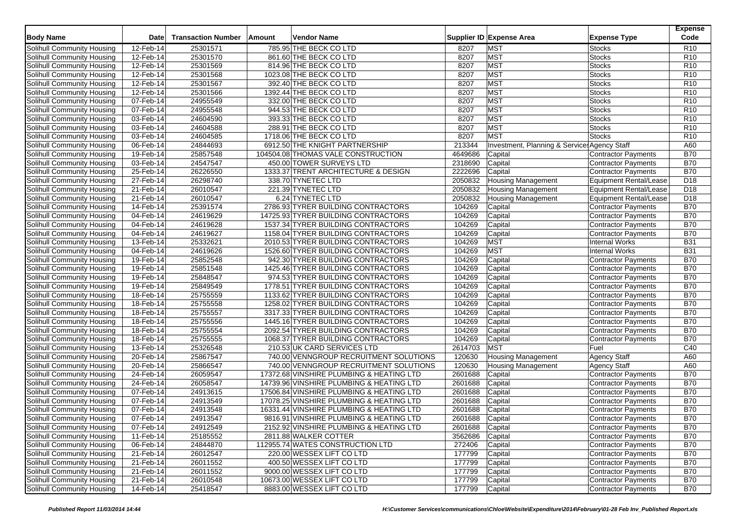| Body Name | Date | Transaction Number | Amount | Vendor Name | Supplier ID | Expense Area | Expense Type | Expense Code |
|---|---|---|---|---|---|---|---|---|
| Solihull Community Housing | 12-Feb-14 | 25301571 | 785.95 | THE BECK CO LTD | 8207 | MST | Stocks | R10 |
| Solihull Community Housing | 12-Feb-14 | 25301570 | 861.60 | THE BECK CO LTD | 8207 | MST | Stocks | R10 |
| Solihull Community Housing | 12-Feb-14 | 25301569 | 814.96 | THE BECK CO LTD | 8207 | MST | Stocks | R10 |
| Solihull Community Housing | 12-Feb-14 | 25301568 | 1023.08 | THE BECK CO LTD | 8207 | MST | Stocks | R10 |
| Solihull Community Housing | 12-Feb-14 | 25301567 | 392.40 | THE BECK CO LTD | 8207 | MST | Stocks | R10 |
| Solihull Community Housing | 12-Feb-14 | 25301566 | 1392.44 | THE BECK CO LTD | 8207 | MST | Stocks | R10 |
| Solihull Community Housing | 07-Feb-14 | 24955549 | 332.00 | THE BECK CO LTD | 8207 | MST | Stocks | R10 |
| Solihull Community Housing | 07-Feb-14 | 24955548 | 944.53 | THE BECK CO LTD | 8207 | MST | Stocks | R10 |
| Solihull Community Housing | 03-Feb-14 | 24604590 | 393.33 | THE BECK CO LTD | 8207 | MST | Stocks | R10 |
| Solihull Community Housing | 03-Feb-14 | 24604588 | 288.91 | THE BECK CO LTD | 8207 | MST | Stocks | R10 |
| Solihull Community Housing | 03-Feb-14 | 24604585 | 1718.06 | THE BECK CO LTD | 8207 | MST | Stocks | R10 |
| Solihull Community Housing | 06-Feb-14 | 24844693 | 6912.50 | THE KNIGHT PARTNERSHIP | 213344 | Investment, Planning & Services | Agency Staff | A60 |
| Solihull Community Housing | 19-Feb-14 | 25857548 | 104504.08 | THOMAS VALE CONSTRUCTION | 4649686 | Capital | Contractor Payments | B70 |
| Solihull Community Housing | 03-Feb-14 | 24547547 | 450.00 | TOWER SURVEYS LTD | 2318690 | Capital | Contractor Payments | B70 |
| Solihull Community Housing | 25-Feb-14 | 26226550 | 1333.37 | TRENT ARCHITECTURE & DESIGN | 2222696 | Capital | Contractor Payments | B70 |
| Solihull Community Housing | 27-Feb-14 | 26298740 | 338.70 | TYNETEC LTD | 2050832 | Housing Management | Equipment Rental/Lease | D18 |
| Solihull Community Housing | 21-Feb-14 | 26010547 | 221.39 | TYNETEC LTD | 2050832 | Housing Management | Equipment Rental/Lease | D18 |
| Solihull Community Housing | 21-Feb-14 | 26010547 | 6.24 | TYNETEC LTD | 2050832 | Housing Management | Equipment Rental/Lease | D18 |
| Solihull Community Housing | 14-Feb-14 | 25391574 | 2786.93 | TYRER BUILDING CONTRACTORS | 104269 | Capital | Contractor Payments | B70 |
| Solihull Community Housing | 04-Feb-14 | 24619629 | 14725.93 | TYRER BUILDING CONTRACTORS | 104269 | Capital | Contractor Payments | B70 |
| Solihull Community Housing | 04-Feb-14 | 24619628 | 1537.34 | TYRER BUILDING CONTRACTORS | 104269 | Capital | Contractor Payments | B70 |
| Solihull Community Housing | 04-Feb-14 | 24619627 | 1158.04 | TYRER BUILDING CONTRACTORS | 104269 | Capital | Contractor Payments | B70 |
| Solihull Community Housing | 13-Feb-14 | 25332621 | 2010.53 | TYRER BUILDING CONTRACTORS | 104269 | MST | Internal Works | B31 |
| Solihull Community Housing | 04-Feb-14 | 24619626 | 1526.60 | TYRER BUILDING CONTRACTORS | 104269 | MST | Internal Works | B31 |
| Solihull Community Housing | 19-Feb-14 | 25852548 | 942.30 | TYRER BUILDING CONTRACTORS | 104269 | Capital | Contractor Payments | B70 |
| Solihull Community Housing | 19-Feb-14 | 25851548 | 1425.46 | TYRER BUILDING CONTRACTORS | 104269 | Capital | Contractor Payments | B70 |
| Solihull Community Housing | 19-Feb-14 | 25848547 | 974.53 | TYRER BUILDING CONTRACTORS | 104269 | Capital | Contractor Payments | B70 |
| Solihull Community Housing | 19-Feb-14 | 25849549 | 1778.51 | TYRER BUILDING CONTRACTORS | 104269 | Capital | Contractor Payments | B70 |
| Solihull Community Housing | 18-Feb-14 | 25755559 | 1133.62 | TYRER BUILDING CONTRACTORS | 104269 | Capital | Contractor Payments | B70 |
| Solihull Community Housing | 18-Feb-14 | 25755558 | 1258.02 | TYRER BUILDING CONTRACTORS | 104269 | Capital | Contractor Payments | B70 |
| Solihull Community Housing | 18-Feb-14 | 25755557 | 3317.33 | TYRER BUILDING CONTRACTORS | 104269 | Capital | Contractor Payments | B70 |
| Solihull Community Housing | 18-Feb-14 | 25755556 | 1445.16 | TYRER BUILDING CONTRACTORS | 104269 | Capital | Contractor Payments | B70 |
| Solihull Community Housing | 18-Feb-14 | 25755554 | 2092.54 | TYRER BUILDING CONTRACTORS | 104269 | Capital | Contractor Payments | B70 |
| Solihull Community Housing | 18-Feb-14 | 25755555 | 1068.37 | TYRER BUILDING CONTRACTORS | 104269 | Capital | Contractor Payments | B70 |
| Solihull Community Housing | 13-Feb-14 | 25326548 | 210.53 | UK CARD SERVICES LTD | 2614703 | MST | Fuel | C40 |
| Solihull Community Housing | 20-Feb-14 | 25867547 | 740.00 | VENNGROUP RECRUITMENT SOLUTIONS | 120630 | Housing Management | Agency Staff | A60 |
| Solihull Community Housing | 20-Feb-14 | 25866547 | 740.00 | VENNGROUP RECRUITMENT SOLUTIONS | 120630 | Housing Management | Agency Staff | A60 |
| Solihull Community Housing | 24-Feb-14 | 26059547 | 17372.68 | VINSHIRE PLUMBING & HEATING LTD | 2601688 | Capital | Contractor Payments | B70 |
| Solihull Community Housing | 24-Feb-14 | 26058547 | 14739.96 | VINSHIRE PLUMBING & HEATING LTD | 2601688 | Capital | Contractor Payments | B70 |
| Solihull Community Housing | 07-Feb-14 | 24913615 | 17506.84 | VINSHIRE PLUMBING & HEATING LTD | 2601688 | Capital | Contractor Payments | B70 |
| Solihull Community Housing | 07-Feb-14 | 24913549 | 17078.25 | VINSHIRE PLUMBING & HEATING LTD | 2601688 | Capital | Contractor Payments | B70 |
| Solihull Community Housing | 07-Feb-14 | 24913548 | 16331.44 | VINSHIRE PLUMBING & HEATING LTD | 2601688 | Capital | Contractor Payments | B70 |
| Solihull Community Housing | 07-Feb-14 | 24913547 | 9816.91 | VINSHIRE PLUMBING & HEATING LTD | 2601688 | Capital | Contractor Payments | B70 |
| Solihull Community Housing | 07-Feb-14 | 24912549 | 2152.92 | VINSHIRE PLUMBING & HEATING LTD | 2601688 | Capital | Contractor Payments | B70 |
| Solihull Community Housing | 11-Feb-14 | 25185552 | 2811.88 | WALKER COTTER | 3562686 | Capital | Contractor Payments | B70 |
| Solihull Community Housing | 06-Feb-14 | 24844870 | 112955.74 | WATES CONSTRUCTION LTD | 272406 | Capital | Contractor Payments | B70 |
| Solihull Community Housing | 21-Feb-14 | 26012547 | 220.00 | WESSEX LIFT CO LTD | 177799 | Capital | Contractor Payments | B70 |
| Solihull Community Housing | 21-Feb-14 | 26011552 | 400.50 | WESSEX LIFT CO LTD | 177799 | Capital | Contractor Payments | B70 |
| Solihull Community Housing | 21-Feb-14 | 26011552 | 9000.00 | WESSEX LIFT CO LTD | 177799 | Capital | Contractor Payments | B70 |
| Solihull Community Housing | 21-Feb-14 | 26010548 | 10673.00 | WESSEX LIFT CO LTD | 177799 | Capital | Contractor Payments | B70 |
| Solihull Community Housing | 14-Feb-14 | 25418547 | 8883.00 | WESSEX LIFT CO LTD | 177799 | Capital | Contractor Payments | B70 |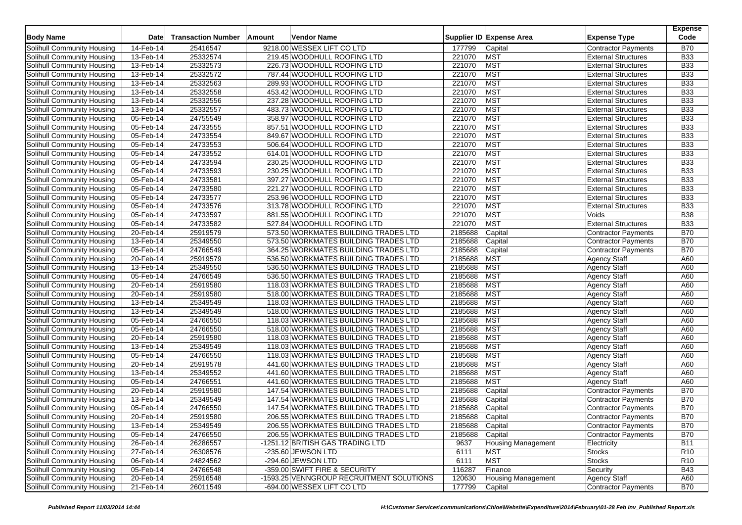| Body Name | Date | Transaction Number | Amount | Vendor Name | Supplier ID | Expense Area | Expense Type | Expense Code |
|---|---|---|---|---|---|---|---|---|
| Solihull Community Housing | 14-Feb-14 | 25416547 | 9218.00 | WESSEX LIFT CO LTD | 177799 | Capital | Contractor Payments | B70 |
| Solihull Community Housing | 13-Feb-14 | 25332574 | 219.45 | WOODHULL ROOFING LTD | 221070 | MST | External Structures | B33 |
| Solihull Community Housing | 13-Feb-14 | 25332573 | 226.73 | WOODHULL ROOFING LTD | 221070 | MST | External Structures | B33 |
| Solihull Community Housing | 13-Feb-14 | 25332572 | 787.44 | WOODHULL ROOFING LTD | 221070 | MST | External Structures | B33 |
| Solihull Community Housing | 13-Feb-14 | 25332563 | 289.93 | WOODHULL ROOFING LTD | 221070 | MST | External Structures | B33 |
| Solihull Community Housing | 13-Feb-14 | 25332558 | 453.42 | WOODHULL ROOFING LTD | 221070 | MST | External Structures | B33 |
| Solihull Community Housing | 13-Feb-14 | 25332556 | 237.28 | WOODHULL ROOFING LTD | 221070 | MST | External Structures | B33 |
| Solihull Community Housing | 13-Feb-14 | 25332557 | 483.73 | WOODHULL ROOFING LTD | 221070 | MST | External Structures | B33 |
| Solihull Community Housing | 05-Feb-14 | 24755549 | 358.97 | WOODHULL ROOFING LTD | 221070 | MST | External Structures | B33 |
| Solihull Community Housing | 05-Feb-14 | 24733555 | 857.51 | WOODHULL ROOFING LTD | 221070 | MST | External Structures | B33 |
| Solihull Community Housing | 05-Feb-14 | 24733554 | 849.67 | WOODHULL ROOFING LTD | 221070 | MST | External Structures | B33 |
| Solihull Community Housing | 05-Feb-14 | 24733553 | 506.64 | WOODHULL ROOFING LTD | 221070 | MST | External Structures | B33 |
| Solihull Community Housing | 05-Feb-14 | 24733552 | 614.01 | WOODHULL ROOFING LTD | 221070 | MST | External Structures | B33 |
| Solihull Community Housing | 05-Feb-14 | 24733594 | 230.25 | WOODHULL ROOFING LTD | 221070 | MST | External Structures | B33 |
| Solihull Community Housing | 05-Feb-14 | 24733593 | 230.25 | WOODHULL ROOFING LTD | 221070 | MST | External Structures | B33 |
| Solihull Community Housing | 05-Feb-14 | 24733581 | 397.27 | WOODHULL ROOFING LTD | 221070 | MST | External Structures | B33 |
| Solihull Community Housing | 05-Feb-14 | 24733580 | 221.27 | WOODHULL ROOFING LTD | 221070 | MST | External Structures | B33 |
| Solihull Community Housing | 05-Feb-14 | 24733577 | 253.96 | WOODHULL ROOFING LTD | 221070 | MST | External Structures | B33 |
| Solihull Community Housing | 05-Feb-14 | 24733576 | 313.78 | WOODHULL ROOFING LTD | 221070 | MST | External Structures | B33 |
| Solihull Community Housing | 05-Feb-14 | 24733597 | 881.55 | WOODHULL ROOFING LTD | 221070 | MST | Voids | B38 |
| Solihull Community Housing | 05-Feb-14 | 24733582 | 527.84 | WOODHULL ROOFING LTD | 221070 | MST | External Structures | B33 |
| Solihull Community Housing | 20-Feb-14 | 25919579 | 573.50 | WORKMATES BUILDING TRADES LTD | 2185688 | Capital | Contractor Payments | B70 |
| Solihull Community Housing | 13-Feb-14 | 25349550 | 573.50 | WORKMATES BUILDING TRADES LTD | 2185688 | Capital | Contractor Payments | B70 |
| Solihull Community Housing | 05-Feb-14 | 24766549 | 364.25 | WORKMATES BUILDING TRADES LTD | 2185688 | Capital | Contractor Payments | B70 |
| Solihull Community Housing | 20-Feb-14 | 25919579 | 536.50 | WORKMATES BUILDING TRADES LTD | 2185688 | MST | Agency Staff | A60 |
| Solihull Community Housing | 13-Feb-14 | 25349550 | 536.50 | WORKMATES BUILDING TRADES LTD | 2185688 | MST | Agency Staff | A60 |
| Solihull Community Housing | 05-Feb-14 | 24766549 | 536.50 | WORKMATES BUILDING TRADES LTD | 2185688 | MST | Agency Staff | A60 |
| Solihull Community Housing | 20-Feb-14 | 25919580 | 118.03 | WORKMATES BUILDING TRADES LTD | 2185688 | MST | Agency Staff | A60 |
| Solihull Community Housing | 20-Feb-14 | 25919580 | 518.00 | WORKMATES BUILDING TRADES LTD | 2185688 | MST | Agency Staff | A60 |
| Solihull Community Housing | 13-Feb-14 | 25349549 | 118.03 | WORKMATES BUILDING TRADES LTD | 2185688 | MST | Agency Staff | A60 |
| Solihull Community Housing | 13-Feb-14 | 25349549 | 518.00 | WORKMATES BUILDING TRADES LTD | 2185688 | MST | Agency Staff | A60 |
| Solihull Community Housing | 05-Feb-14 | 24766550 | 118.03 | WORKMATES BUILDING TRADES LTD | 2185688 | MST | Agency Staff | A60 |
| Solihull Community Housing | 05-Feb-14 | 24766550 | 518.00 | WORKMATES BUILDING TRADES LTD | 2185688 | MST | Agency Staff | A60 |
| Solihull Community Housing | 20-Feb-14 | 25919580 | 118.03 | WORKMATES BUILDING TRADES LTD | 2185688 | MST | Agency Staff | A60 |
| Solihull Community Housing | 13-Feb-14 | 25349549 | 118.03 | WORKMATES BUILDING TRADES LTD | 2185688 | MST | Agency Staff | A60 |
| Solihull Community Housing | 05-Feb-14 | 24766550 | 118.03 | WORKMATES BUILDING TRADES LTD | 2185688 | MST | Agency Staff | A60 |
| Solihull Community Housing | 20-Feb-14 | 25919578 | 441.60 | WORKMATES BUILDING TRADES LTD | 2185688 | MST | Agency Staff | A60 |
| Solihull Community Housing | 13-Feb-14 | 25349552 | 441.60 | WORKMATES BUILDING TRADES LTD | 2185688 | MST | Agency Staff | A60 |
| Solihull Community Housing | 05-Feb-14 | 24766551 | 441.60 | WORKMATES BUILDING TRADES LTD | 2185688 | MST | Agency Staff | A60 |
| Solihull Community Housing | 20-Feb-14 | 25919580 | 147.54 | WORKMATES BUILDING TRADES LTD | 2185688 | Capital | Contractor Payments | B70 |
| Solihull Community Housing | 13-Feb-14 | 25349549 | 147.54 | WORKMATES BUILDING TRADES LTD | 2185688 | Capital | Contractor Payments | B70 |
| Solihull Community Housing | 05-Feb-14 | 24766550 | 147.54 | WORKMATES BUILDING TRADES LTD | 2185688 | Capital | Contractor Payments | B70 |
| Solihull Community Housing | 20-Feb-14 | 25919580 | 206.55 | WORKMATES BUILDING TRADES LTD | 2185688 | Capital | Contractor Payments | B70 |
| Solihull Community Housing | 13-Feb-14 | 25349549 | 206.55 | WORKMATES BUILDING TRADES LTD | 2185688 | Capital | Contractor Payments | B70 |
| Solihull Community Housing | 05-Feb-14 | 24766550 | 206.55 | WORKMATES BUILDING TRADES LTD | 2185688 | Capital | Contractor Payments | B70 |
| Solihull Community Housing | 26-Feb-14 | 26286557 | -1251.12 | BRITISH GAS TRADING LTD | 9637 | Housing Management | Electricity | B11 |
| Solihull Community Housing | 27-Feb-14 | 26308576 | -235.60 | JEWSON LTD | 6111 | MST | Stocks | R10 |
| Solihull Community Housing | 06-Feb-14 | 24824562 | -294.60 | JEWSON LTD | 6111 | MST | Stocks | R10 |
| Solihull Community Housing | 05-Feb-14 | 24766548 | -359.00 | SWIFT FIRE & SECURITY | 116287 | Finance | Security | B43 |
| Solihull Community Housing | 20-Feb-14 | 25916548 | -1593.25 | VENNGROUP RECRUITMENT SOLUTIONS | 120630 | Housing Management | Agency Staff | A60 |
| Solihull Community Housing | 21-Feb-14 | 26011549 | -694.00 | WESSEX LIFT CO LTD | 177799 | Capital | Contractor Payments | B70 |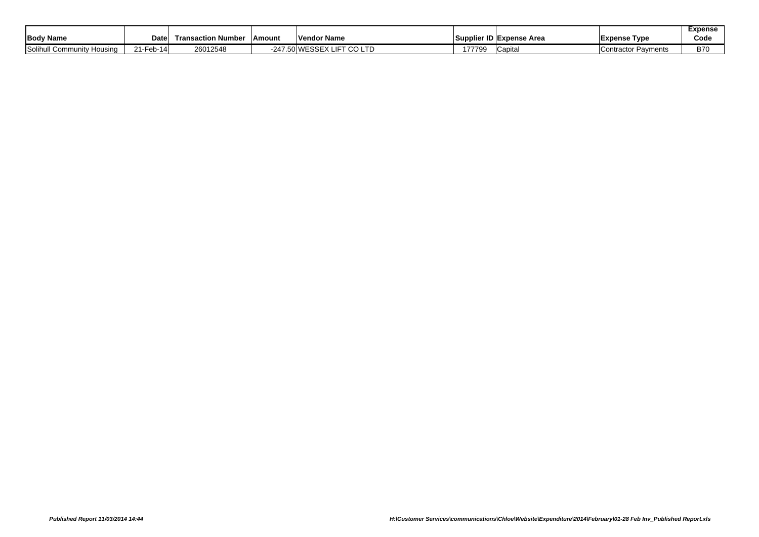| Body Name | Date | Transaction Number | Amount | Vendor Name | Supplier ID | Expense Area | Expense Type | Expense Code |
|---|---|---|---|---|---|---|---|---|
| Solihull Community Housing | 21-Feb-14 | 26012548 | -247.50 | WESSEX LIFT CO LTD | 177799 | Capital | Contractor Payments | B70 |

*Published Report 11/03/2014 14:44*

*H:\Customer Services\communications\Chloe\Website\Expenditure\2014\February\01-28 Feb Inv_Published Report.xls*